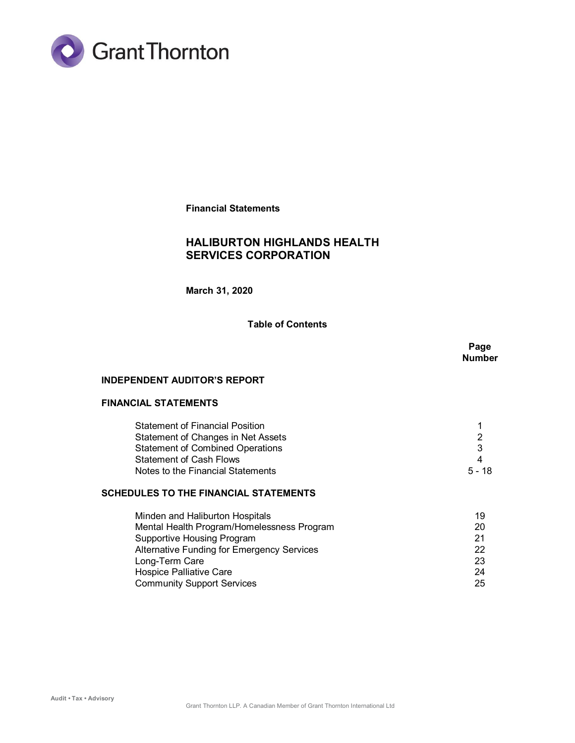Grant Thornton

**Financial Statements**

# HALIBURTON HIGHLANDS HEALTH SERVICES CORPORATION

**March 31, 2020**

## Table of Contents

| | Page Number |
|---|---|
| **INDEPENDENT AUDITOR'S REPORT** | |
| **FINANCIAL STATEMENTS** | |
| Statement of Financial Position | 1 |
| Statement of Changes in Net Assets | 2 |
| Statement of Combined Operations | 3 |
| Statement of Cash Flows | 4 |
| Notes to the Financial Statements | 5 - 18 |
| **SCHEDULES TO THE FINANCIAL STATEMENTS** | |
| Minden and Haliburton Hospitals | 19 |
| Mental Health Program/Homelessness Program | 20 |
| Supportive Housing Program | 21 |
| Alternative Funding for Emergency Services | 22 |
| Long-Term Care | 23 |
| Hospice Palliative Care | 24 |
| Community Support Services | 25 |

Audit • Tax • Advisory

Grant Thornton LLP. A Canadian Member of Grant Thornton International Ltd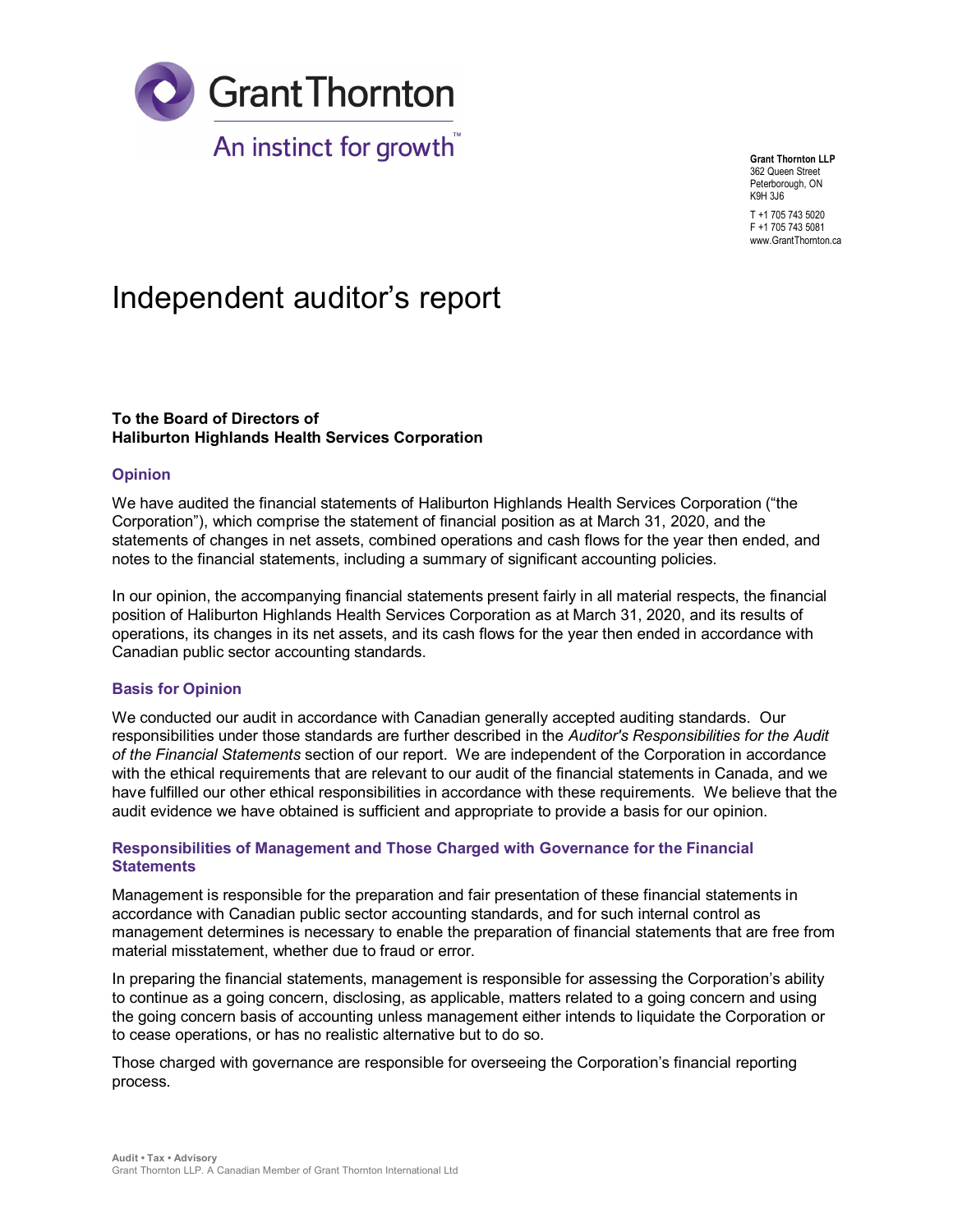Grant Thornton

An instinct for growth™

**Grant Thornton LLP**
362 Queen Street
Peterborough, ON
K9H 3J6

T +1 705 743 5020
F +1 705 743 5081
www.GrantThornton.ca

# Independent auditor's report

**To the Board of Directors of**
**Haliburton Highlands Health Services Corporation**

### Opinion

We have audited the financial statements of Haliburton Highlands Health Services Corporation ("the Corporation"), which comprise the statement of financial position as at March 31, 2020, and the statements of changes in net assets, combined operations and cash flows for the year then ended, and notes to the financial statements, including a summary of significant accounting policies.

In our opinion, the accompanying financial statements present fairly in all material respects, the financial position of Haliburton Highlands Health Services Corporation as at March 31, 2020, and its results of operations, its changes in its net assets, and its cash flows for the year then ended in accordance with Canadian public sector accounting standards.

### Basis for Opinion

We conducted our audit in accordance with Canadian generally accepted auditing standards. Our responsibilities under those standards are further described in the *Auditor's Responsibilities for the Audit of the Financial Statements* section of our report. We are independent of the Corporation in accordance with the ethical requirements that are relevant to our audit of the financial statements in Canada, and we have fulfilled our other ethical responsibilities in accordance with these requirements. We believe that the audit evidence we have obtained is sufficient and appropriate to provide a basis for our opinion.

### Responsibilities of Management and Those Charged with Governance for the Financial Statements

Management is responsible for the preparation and fair presentation of these financial statements in accordance with Canadian public sector accounting standards, and for such internal control as management determines is necessary to enable the preparation of financial statements that are free from material misstatement, whether due to fraud or error.

In preparing the financial statements, management is responsible for assessing the Corporation's ability to continue as a going concern, disclosing, as applicable, matters related to a going concern and using the going concern basis of accounting unless management either intends to liquidate the Corporation or to cease operations, or has no realistic alternative but to do so.

Those charged with governance are responsible for overseeing the Corporation's financial reporting process.

**Audit • Tax • Advisory**
Grant Thornton LLP. A Canadian Member of Grant Thornton International Ltd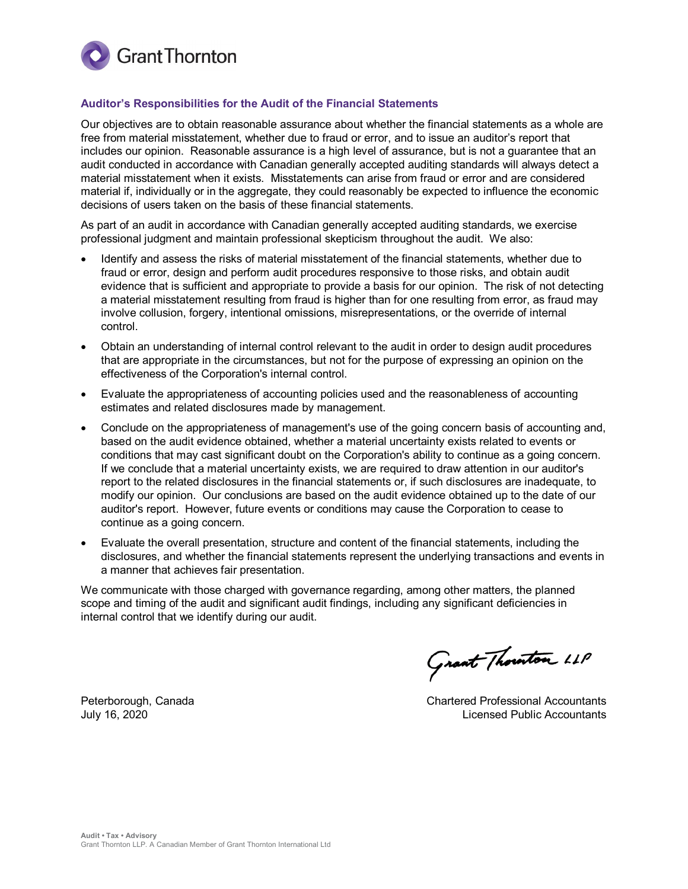### Auditor's Responsibilities for the Audit of the Financial Statements

Our objectives are to obtain reasonable assurance about whether the financial statements as a whole are free from material misstatement, whether due to fraud or error, and to issue an auditor's report that includes our opinion. Reasonable assurance is a high level of assurance, but is not a guarantee that an audit conducted in accordance with Canadian generally accepted auditing standards will always detect a material misstatement when it exists. Misstatements can arise from fraud or error and are considered material if, individually or in the aggregate, they could reasonably be expected to influence the economic decisions of users taken on the basis of these financial statements.

As part of an audit in accordance with Canadian generally accepted auditing standards, we exercise professional judgment and maintain professional skepticism throughout the audit. We also:

- Identify and assess the risks of material misstatement of the financial statements, whether due to fraud or error, design and perform audit procedures responsive to those risks, and obtain audit evidence that is sufficient and appropriate to provide a basis for our opinion. The risk of not detecting a material misstatement resulting from fraud is higher than for one resulting from error, as fraud may involve collusion, forgery, intentional omissions, misrepresentations, or the override of internal control.
- Obtain an understanding of internal control relevant to the audit in order to design audit procedures that are appropriate in the circumstances, but not for the purpose of expressing an opinion on the effectiveness of the Corporation's internal control.
- Evaluate the appropriateness of accounting policies used and the reasonableness of accounting estimates and related disclosures made by management.
- Conclude on the appropriateness of management's use of the going concern basis of accounting and, based on the audit evidence obtained, whether a material uncertainty exists related to events or conditions that may cast significant doubt on the Corporation's ability to continue as a going concern. If we conclude that a material uncertainty exists, we are required to draw attention in our auditor's report to the related disclosures in the financial statements or, if such disclosures are inadequate, to modify our opinion. Our conclusions are based on the audit evidence obtained up to the date of our auditor's report. However, future events or conditions may cause the Corporation to cease to continue as a going concern.
- Evaluate the overall presentation, structure and content of the financial statements, including the disclosures, and whether the financial statements represent the underlying transactions and events in a manner that achieves fair presentation.

We communicate with those charged with governance regarding, among other matters, the planned scope and timing of the audit and significant audit findings, including any significant deficiencies in internal control that we identify during our audit.

Grant Thornton LLP

Peterborough, Canada
July 16, 2020

Chartered Professional Accountants
Licensed Public Accountants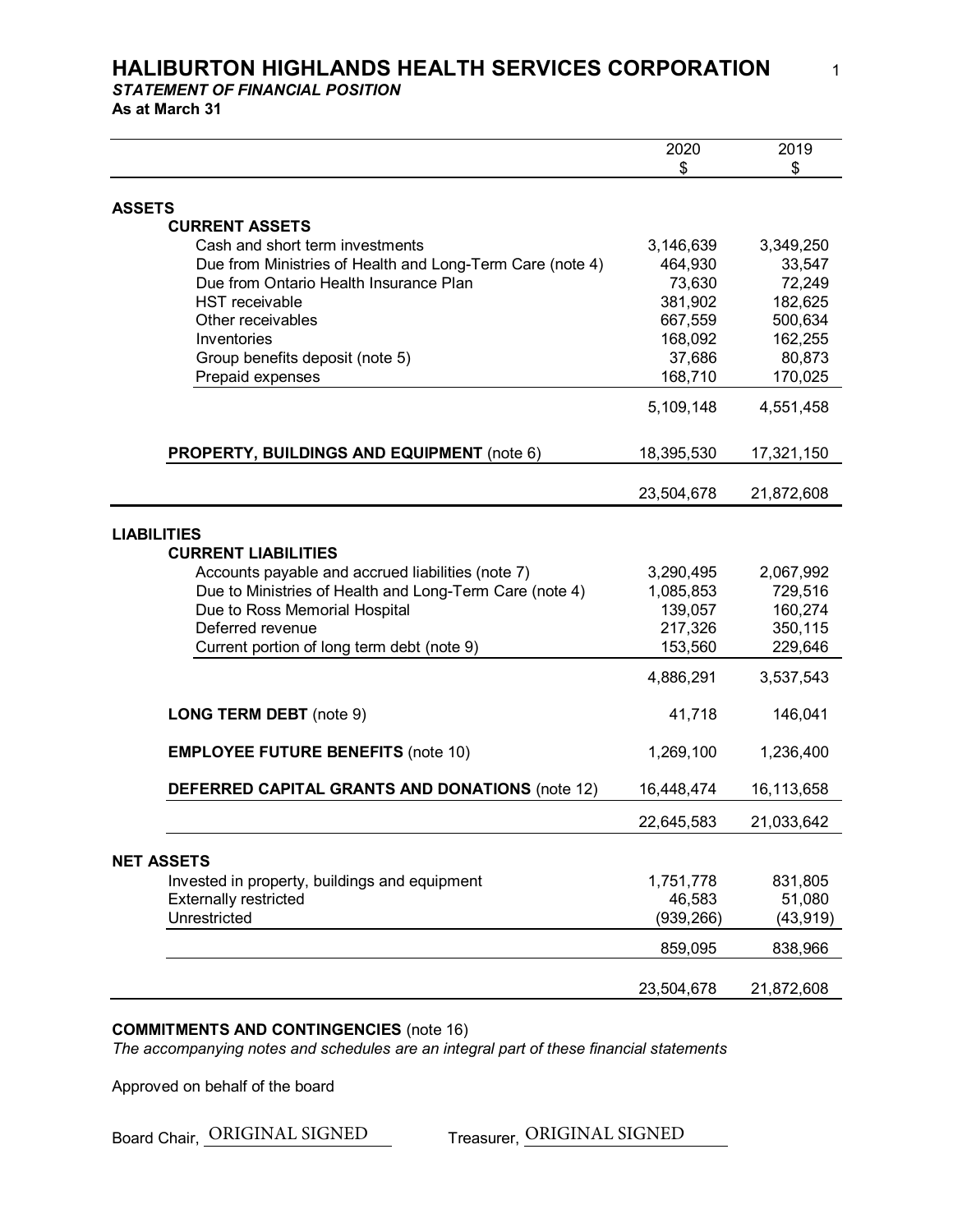# HALIBURTON HIGHLANDS HEALTH SERVICES CORPORATION

***STATEMENT OF FINANCIAL POSITION***

**As at March 31**

| | 2020<br>$ | 2019<br>$ |
|---|---|---|
| **ASSETS** | | |
| **CURRENT ASSETS** | | |
| Cash and short term investments | 3,146,639 | 3,349,250 |
| Due from Ministries of Health and Long-Term Care (note 4) | 464,930 | 33,547 |
| Due from Ontario Health Insurance Plan | 73,630 | 72,249 |
| HST receivable | 381,902 | 182,625 |
| Other receivables | 667,559 | 500,634 |
| Inventories | 168,092 | 162,255 |
| Group benefits deposit (note 5) | 37,686 | 80,873 |
| Prepaid expenses | 168,710 | 170,025 |
| | 5,109,148 | 4,551,458 |
| **PROPERTY, BUILDINGS AND EQUIPMENT** (note 6) | 18,395,530 | 17,321,150 |
| | 23,504,678 | 21,872,608 |
| **LIABILITIES** | | |
| **CURRENT LIABILITIES** | | |
| Accounts payable and accrued liabilities (note 7) | 3,290,495 | 2,067,992 |
| Due to Ministries of Health and Long-Term Care (note 4) | 1,085,853 | 729,516 |
| Due to Ross Memorial Hospital | 139,057 | 160,274 |
| Deferred revenue | 217,326 | 350,115 |
| Current portion of long term debt (note 9) | 153,560 | 229,646 |
| | 4,886,291 | 3,537,543 |
| **LONG TERM DEBT** (note 9) | 41,718 | 146,041 |
| **EMPLOYEE FUTURE BENEFITS** (note 10) | 1,269,100 | 1,236,400 |
| **DEFERRED CAPITAL GRANTS AND DONATIONS** (note 12) | 16,448,474 | 16,113,658 |
| | 22,645,583 | 21,033,642 |
| **NET ASSETS** | | |
| Invested in property, buildings and equipment | 1,751,778 | 831,805 |
| Externally restricted | 46,583 | 51,080 |
| Unrestricted | (939,266) | (43,919) |
| | 859,095 | 838,966 |
| | 23,504,678 | 21,872,608 |

**COMMITMENTS AND CONTINGENCIES** (note 16)

*The accompanying notes and schedules are an integral part of these financial statements*

Approved on behalf of the board

Board Chair, ORIGINAL SIGNED Treasurer, ORIGINAL SIGNED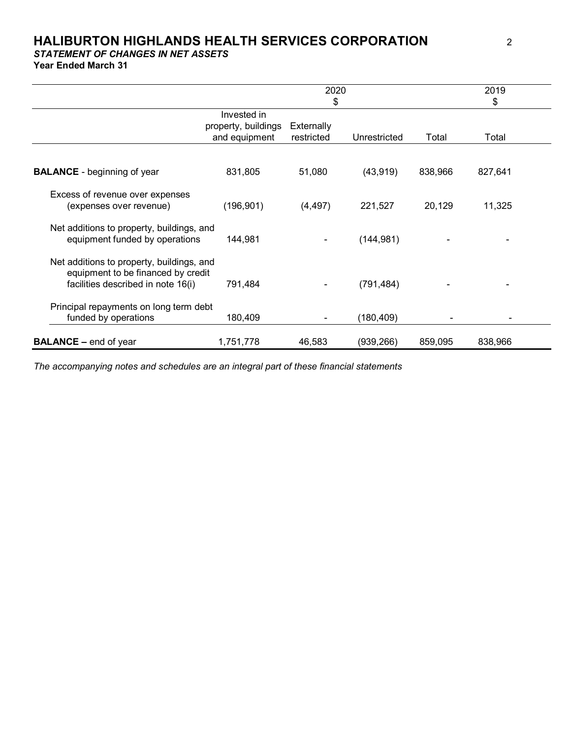# HALIBURTON HIGHLANDS HEALTH SERVICES CORPORATION

***STATEMENT OF CHANGES IN NET ASSETS***

**Year Ended March 31**

| | 2020 $ | | | | 2019 $ |
|---|---|---|---|---|---|
| | Invested in property, buildings and equipment | Externally restricted | Unrestricted | Total | Total |
| **BALANCE** - beginning of year | 831,805 | 51,080 | (43,919) | 838,966 | 827,641 |
| Excess of revenue over expenses (expenses over revenue) | (196,901) | (4,497) | 221,527 | 20,129 | 11,325 |
| Net additions to property, buildings, and equipment funded by operations | 144,981 | - | (144,981) | - | - |
| Net additions to property, buildings, and equipment to be financed by credit facilities described in note 16(i) | 791,484 | - | (791,484) | - | - |
| Principal repayments on long term debt funded by operations | 180,409 | - | (180,409) | - | - |
| **BALANCE –** end of year | 1,751,778 | 46,583 | (939,266) | 859,095 | 838,966 |

*The accompanying notes and schedules are an integral part of these financial statements*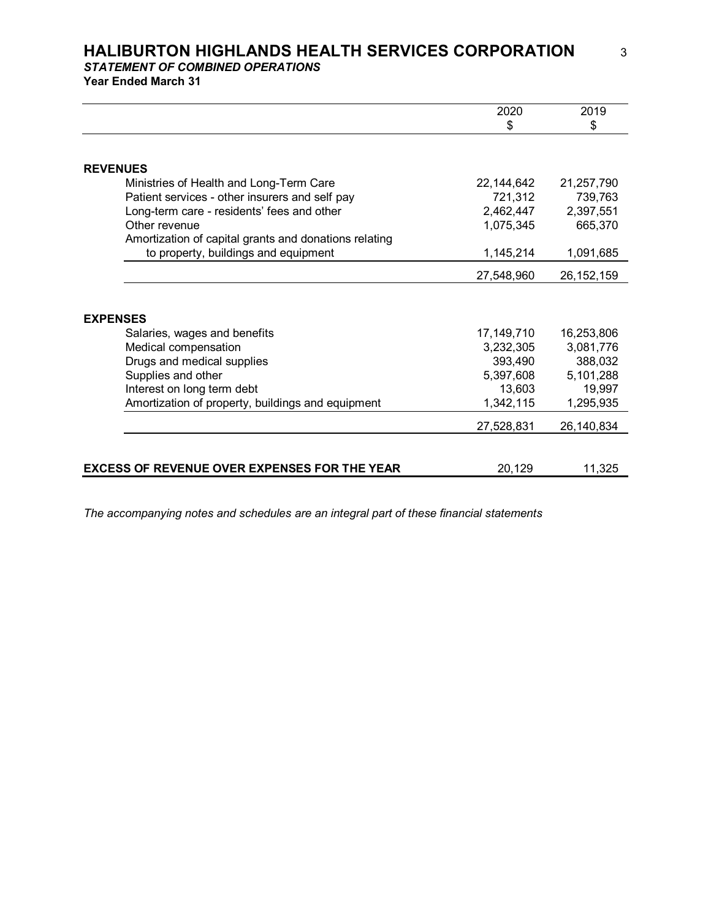# HALIBURTON HIGHLANDS HEALTH SERVICES CORPORATION

***STATEMENT OF COMBINED OPERATIONS***

**Year Ended March 31**

| | 2020<br>$ | 2019<br>$ |
|---|---|---|
| **REVENUES** | | |
| Ministries of Health and Long-Term Care | 22,144,642 | 21,257,790 |
| Patient services - other insurers and self pay | 721,312 | 739,763 |
| Long-term care - residents' fees and other | 2,462,447 | 2,397,551 |
| Other revenue | 1,075,345 | 665,370 |
| Amortization of capital grants and donations relating to property, buildings and equipment | 1,145,214 | 1,091,685 |
| | 27,548,960 | 26,152,159 |
| **EXPENSES** | | |
| Salaries, wages and benefits | 17,149,710 | 16,253,806 |
| Medical compensation | 3,232,305 | 3,081,776 |
| Drugs and medical supplies | 393,490 | 388,032 |
| Supplies and other | 5,397,608 | 5,101,288 |
| Interest on long term debt | 13,603 | 19,997 |
| Amortization of property, buildings and equipment | 1,342,115 | 1,295,935 |
| | 27,528,831 | 26,140,834 |
| **EXCESS OF REVENUE OVER EXPENSES FOR THE YEAR** | 20,129 | 11,325 |

*The accompanying notes and schedules are an integral part of these financial statements*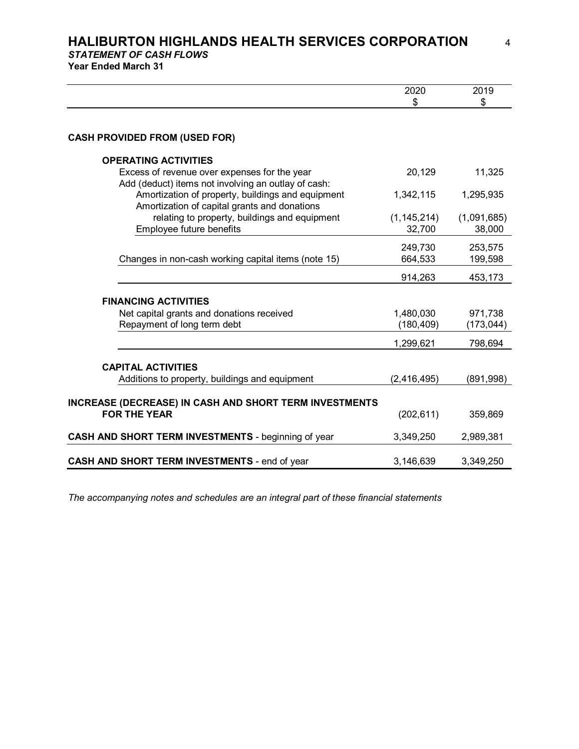# HALIBURTON HIGHLANDS HEALTH SERVICES CORPORATION

***STATEMENT OF CASH FLOWS***

**Year Ended March 31**

| | 2020<br>$ | 2019<br>$ |
|---|---|---|
| **CASH PROVIDED FROM (USED FOR)** | | |
| **OPERATING ACTIVITIES** | | |
| Excess of revenue over expenses for the year | 20,129 | 11,325 |
| Add (deduct) items not involving an outlay of cash: | | |
| Amortization of property, buildings and equipment | 1,342,115 | 1,295,935 |
| Amortization of capital grants and donations relating to property, buildings and equipment | (1,145,214) | (1,091,685) |
| Employee future benefits | 32,700 | 38,000 |
| | 249,730 | 253,575 |
| Changes in non-cash working capital items (note 15) | 664,533 | 199,598 |
| | 914,263 | 453,173 |
| **FINANCING ACTIVITIES** | | |
| Net capital grants and donations received | 1,480,030 | 971,738 |
| Repayment of long term debt | (180,409) | (173,044) |
| | 1,299,621 | 798,694 |
| **CAPITAL ACTIVITIES** | | |
| Additions to property, buildings and equipment | (2,416,495) | (891,998) |
| **INCREASE (DECREASE) IN CASH AND SHORT TERM INVESTMENTS FOR THE YEAR** | (202,611) | 359,869 |
| **CASH AND SHORT TERM INVESTMENTS** - beginning of year | 3,349,250 | 2,989,381 |
| **CASH AND SHORT TERM INVESTMENTS** - end of year | 3,146,639 | 3,349,250 |

*The accompanying notes and schedules are an integral part of these financial statements*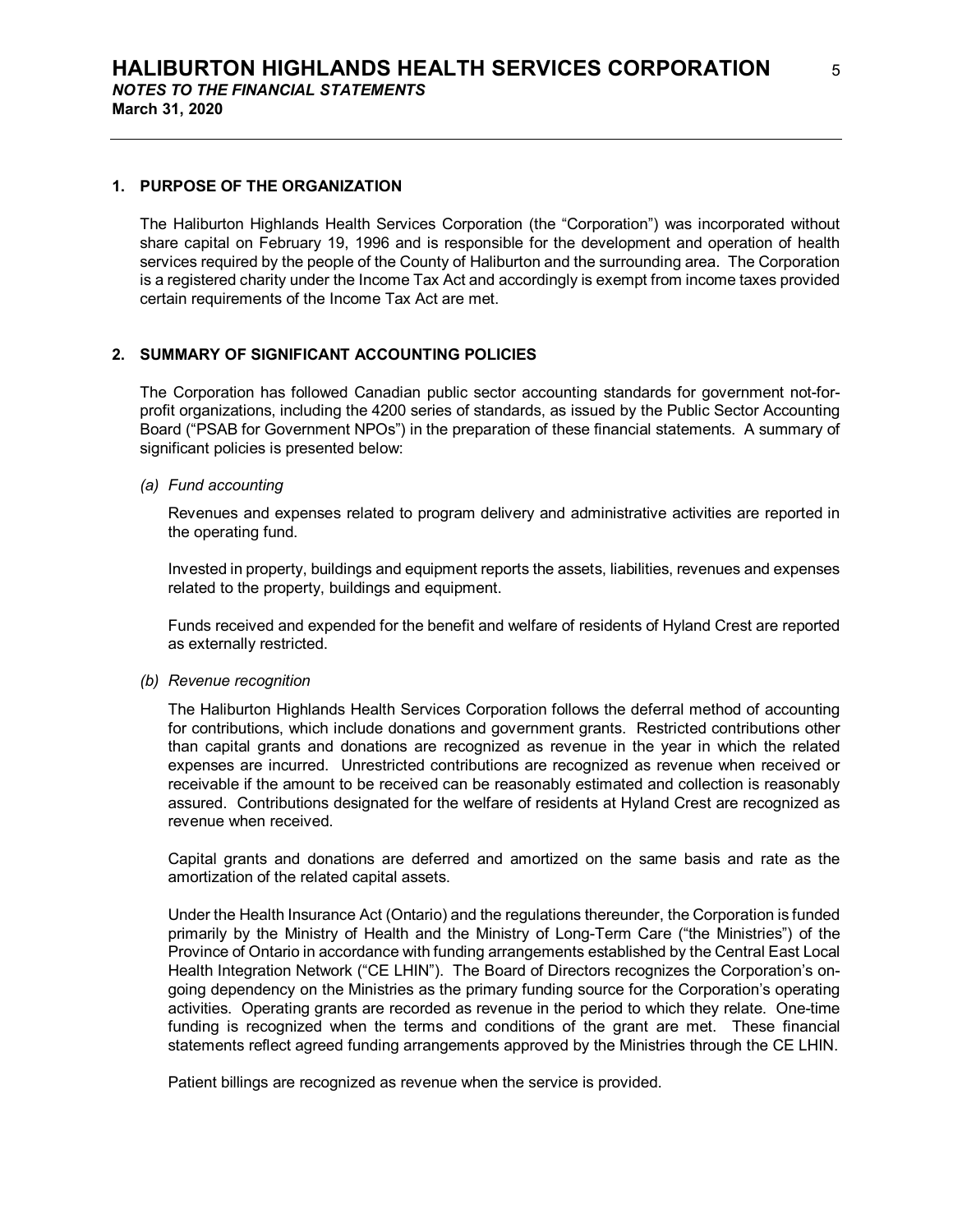## 1. PURPOSE OF THE ORGANIZATION

The Haliburton Highlands Health Services Corporation (the "Corporation") was incorporated without share capital on February 19, 1996 and is responsible for the development and operation of health services required by the people of the County of Haliburton and the surrounding area. The Corporation is a registered charity under the Income Tax Act and accordingly is exempt from income taxes provided certain requirements of the Income Tax Act are met.

## 2. SUMMARY OF SIGNIFICANT ACCOUNTING POLICIES

The Corporation has followed Canadian public sector accounting standards for government not-for-profit organizations, including the 4200 series of standards, as issued by the Public Sector Accounting Board ("PSAB for Government NPOs") in the preparation of these financial statements. A summary of significant policies is presented below:

*(a) Fund accounting*

Revenues and expenses related to program delivery and administrative activities are reported in the operating fund.

Invested in property, buildings and equipment reports the assets, liabilities, revenues and expenses related to the property, buildings and equipment.

Funds received and expended for the benefit and welfare of residents of Hyland Crest are reported as externally restricted.

*(b) Revenue recognition*

The Haliburton Highlands Health Services Corporation follows the deferral method of accounting for contributions, which include donations and government grants. Restricted contributions other than capital grants and donations are recognized as revenue in the year in which the related expenses are incurred. Unrestricted contributions are recognized as revenue when received or receivable if the amount to be received can be reasonably estimated and collection is reasonably assured. Contributions designated for the welfare of residents at Hyland Crest are recognized as revenue when received.

Capital grants and donations are deferred and amortized on the same basis and rate as the amortization of the related capital assets.

Under the Health Insurance Act (Ontario) and the regulations thereunder, the Corporation is funded primarily by the Ministry of Health and the Ministry of Long-Term Care ("the Ministries") of the Province of Ontario in accordance with funding arrangements established by the Central East Local Health Integration Network ("CE LHIN"). The Board of Directors recognizes the Corporation's on-going dependency on the Ministries as the primary funding source for the Corporation's operating activities. Operating grants are recorded as revenue in the period to which they relate. One-time funding is recognized when the terms and conditions of the grant are met. These financial statements reflect agreed funding arrangements approved by the Ministries through the CE LHIN.

Patient billings are recognized as revenue when the service is provided.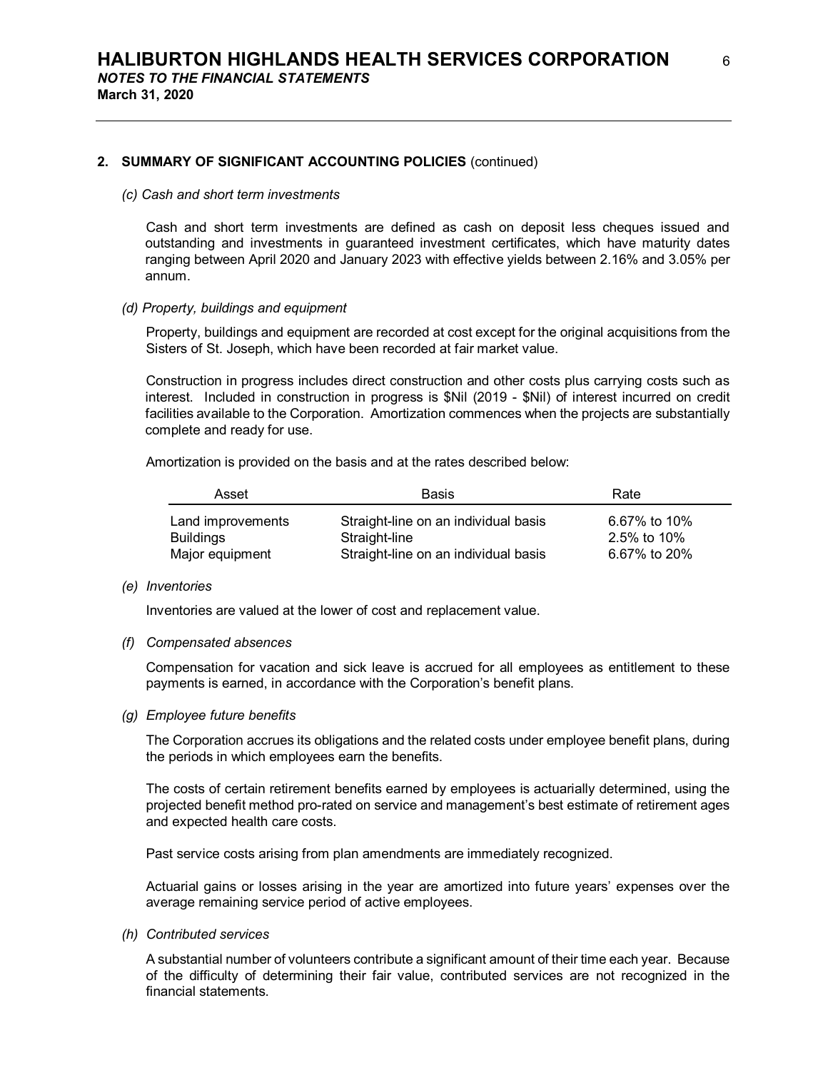## 2. SUMMARY OF SIGNIFICANT ACCOUNTING POLICIES (continued)

*(c) Cash and short term investments*

Cash and short term investments are defined as cash on deposit less cheques issued and outstanding and investments in guaranteed investment certificates, which have maturity dates ranging between April 2020 and January 2023 with effective yields between 2.16% and 3.05% per annum.

*(d) Property, buildings and equipment*

Property, buildings and equipment are recorded at cost except for the original acquisitions from the Sisters of St. Joseph, which have been recorded at fair market value.

Construction in progress includes direct construction and other costs plus carrying costs such as interest. Included in construction in progress is $Nil (2019 - $Nil) of interest incurred on credit facilities available to the Corporation. Amortization commences when the projects are substantially complete and ready for use.

Amortization is provided on the basis and at the rates described below:

| Asset | Basis | Rate |
|---|---|---|
| Land improvements | Straight-line on an individual basis | 6.67% to 10% |
| Buildings | Straight-line | 2.5% to 10% |
| Major equipment | Straight-line on an individual basis | 6.67% to 20% |

*(e) Inventories*

Inventories are valued at the lower of cost and replacement value.

*(f) Compensated absences*

Compensation for vacation and sick leave is accrued for all employees as entitlement to these payments is earned, in accordance with the Corporation's benefit plans.

*(g) Employee future benefits*

The Corporation accrues its obligations and the related costs under employee benefit plans, during the periods in which employees earn the benefits.

The costs of certain retirement benefits earned by employees is actuarially determined, using the projected benefit method pro-rated on service and management's best estimate of retirement ages and expected health care costs.

Past service costs arising from plan amendments are immediately recognized.

Actuarial gains or losses arising in the year are amortized into future years' expenses over the average remaining service period of active employees.

*(h) Contributed services*

A substantial number of volunteers contribute a significant amount of their time each year. Because of the difficulty of determining their fair value, contributed services are not recognized in the financial statements.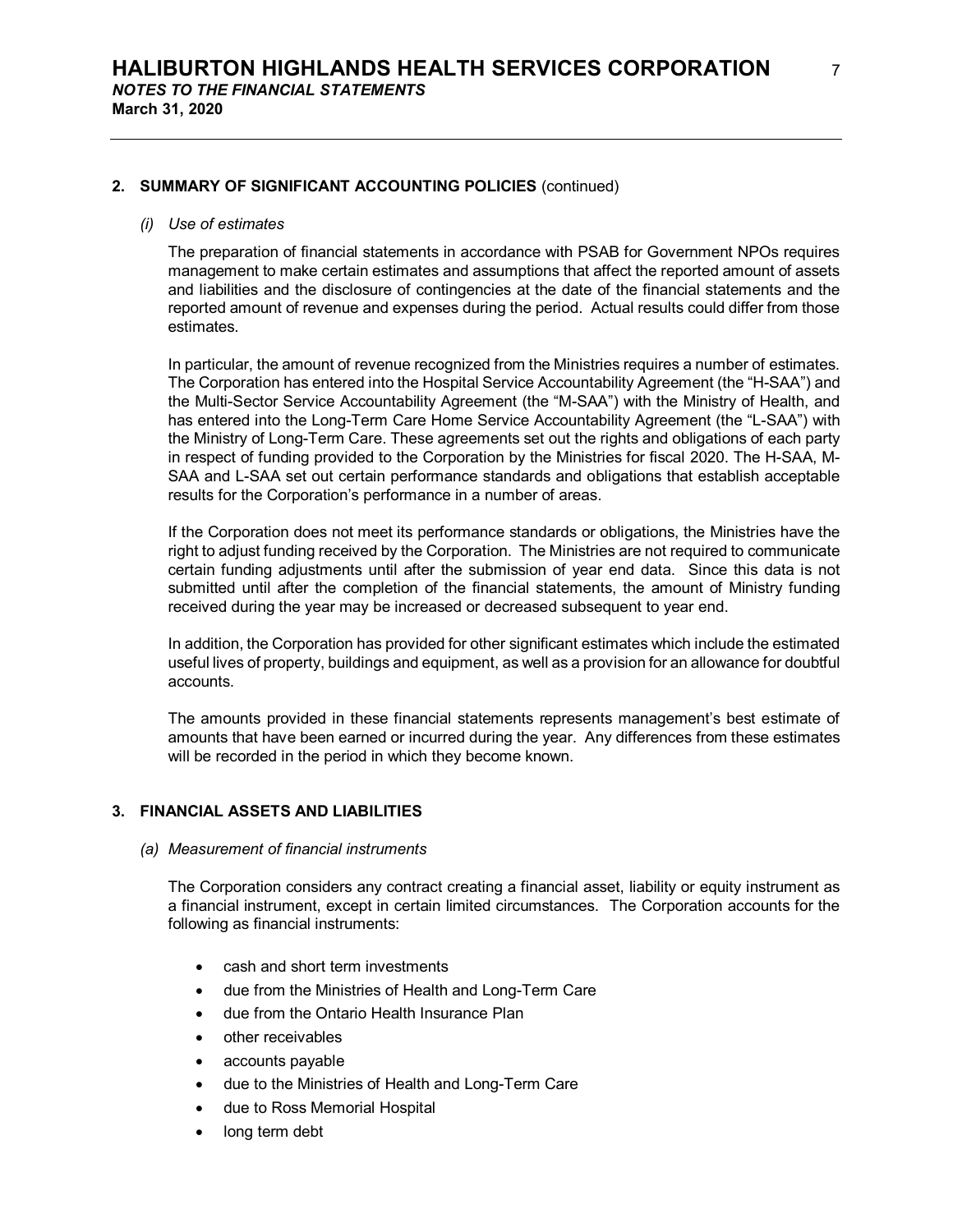## 2. SUMMARY OF SIGNIFICANT ACCOUNTING POLICIES (continued)

*(i) Use of estimates*

The preparation of financial statements in accordance with PSAB for Government NPOs requires management to make certain estimates and assumptions that affect the reported amount of assets and liabilities and the disclosure of contingencies at the date of the financial statements and the reported amount of revenue and expenses during the period. Actual results could differ from those estimates.

In particular, the amount of revenue recognized from the Ministries requires a number of estimates. The Corporation has entered into the Hospital Service Accountability Agreement (the "H-SAA") and the Multi-Sector Service Accountability Agreement (the "M-SAA") with the Ministry of Health, and has entered into the Long-Term Care Home Service Accountability Agreement (the "L-SAA") with the Ministry of Long-Term Care. These agreements set out the rights and obligations of each party in respect of funding provided to the Corporation by the Ministries for fiscal 2020. The H-SAA, M-SAA and L-SAA set out certain performance standards and obligations that establish acceptable results for the Corporation's performance in a number of areas.

If the Corporation does not meet its performance standards or obligations, the Ministries have the right to adjust funding received by the Corporation. The Ministries are not required to communicate certain funding adjustments until after the submission of year end data. Since this data is not submitted until after the completion of the financial statements, the amount of Ministry funding received during the year may be increased or decreased subsequent to year end.

In addition, the Corporation has provided for other significant estimates which include the estimated useful lives of property, buildings and equipment, as well as a provision for an allowance for doubtful accounts.

The amounts provided in these financial statements represents management's best estimate of amounts that have been earned or incurred during the year. Any differences from these estimates will be recorded in the period in which they become known.

## 3. FINANCIAL ASSETS AND LIABILITIES

*(a) Measurement of financial instruments*

The Corporation considers any contract creating a financial asset, liability or equity instrument as a financial instrument, except in certain limited circumstances. The Corporation accounts for the following as financial instruments:

- cash and short term investments
- due from the Ministries of Health and Long-Term Care
- due from the Ontario Health Insurance Plan
- other receivables
- accounts payable
- due to the Ministries of Health and Long-Term Care
- due to Ross Memorial Hospital
- long term debt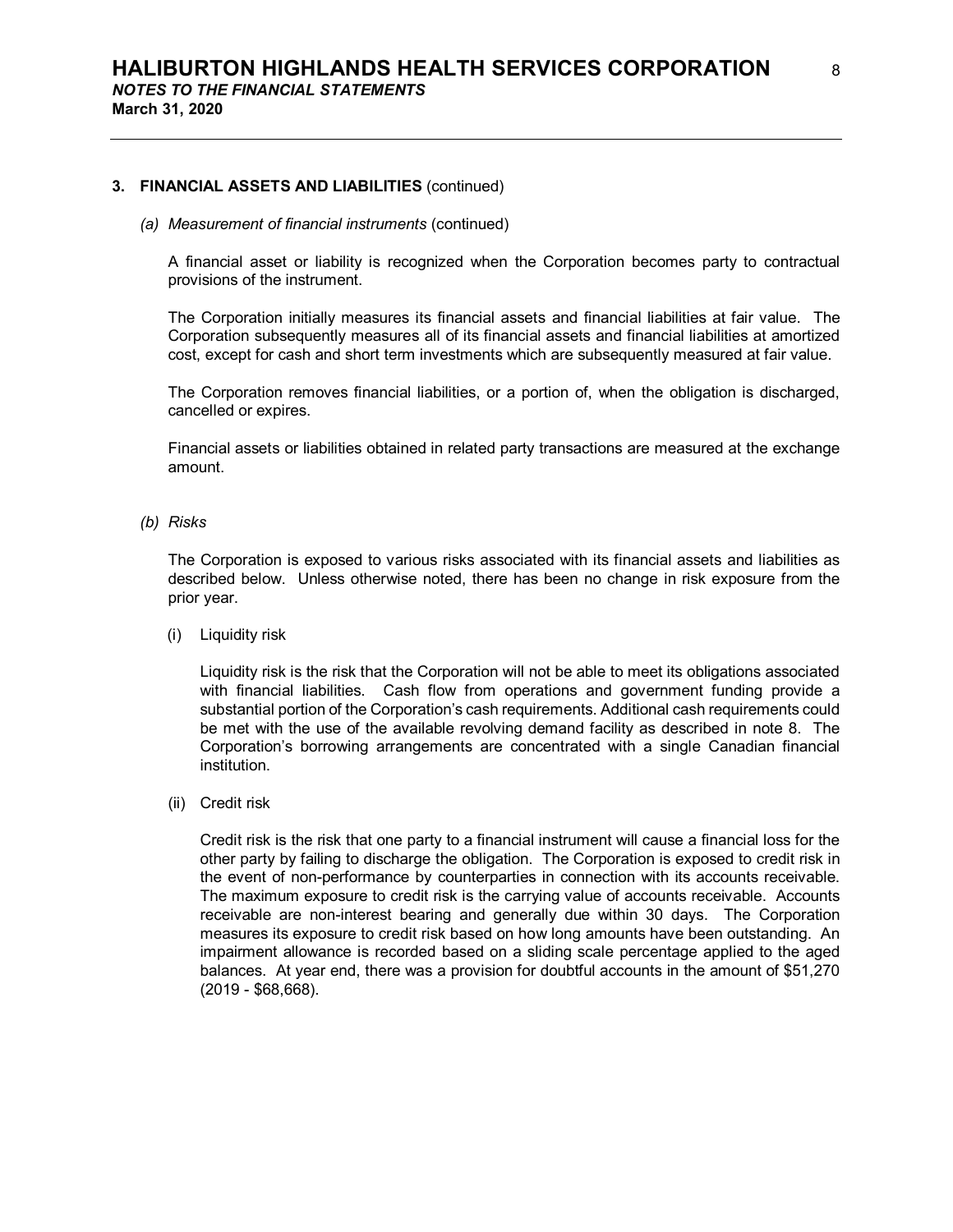## 3. FINANCIAL ASSETS AND LIABILITIES (continued)

### *(a) Measurement of financial instruments* (continued)

A financial asset or liability is recognized when the Corporation becomes party to contractual provisions of the instrument.

The Corporation initially measures its financial assets and financial liabilities at fair value. The Corporation subsequently measures all of its financial assets and financial liabilities at amortized cost, except for cash and short term investments which are subsequently measured at fair value.

The Corporation removes financial liabilities, or a portion of, when the obligation is discharged, cancelled or expires.

Financial assets or liabilities obtained in related party transactions are measured at the exchange amount.

### *(b) Risks*

The Corporation is exposed to various risks associated with its financial assets and liabilities as described below. Unless otherwise noted, there has been no change in risk exposure from the prior year.

(i) Liquidity risk

Liquidity risk is the risk that the Corporation will not be able to meet its obligations associated with financial liabilities. Cash flow from operations and government funding provide a substantial portion of the Corporation's cash requirements. Additional cash requirements could be met with the use of the available revolving demand facility as described in note 8. The Corporation's borrowing arrangements are concentrated with a single Canadian financial institution.

(ii) Credit risk

Credit risk is the risk that one party to a financial instrument will cause a financial loss for the other party by failing to discharge the obligation. The Corporation is exposed to credit risk in the event of non-performance by counterparties in connection with its accounts receivable. The maximum exposure to credit risk is the carrying value of accounts receivable. Accounts receivable are non-interest bearing and generally due within 30 days. The Corporation measures its exposure to credit risk based on how long amounts have been outstanding. An impairment allowance is recorded based on a sliding scale percentage applied to the aged balances. At year end, there was a provision for doubtful accounts in the amount of $51,270 (2019 - $68,668).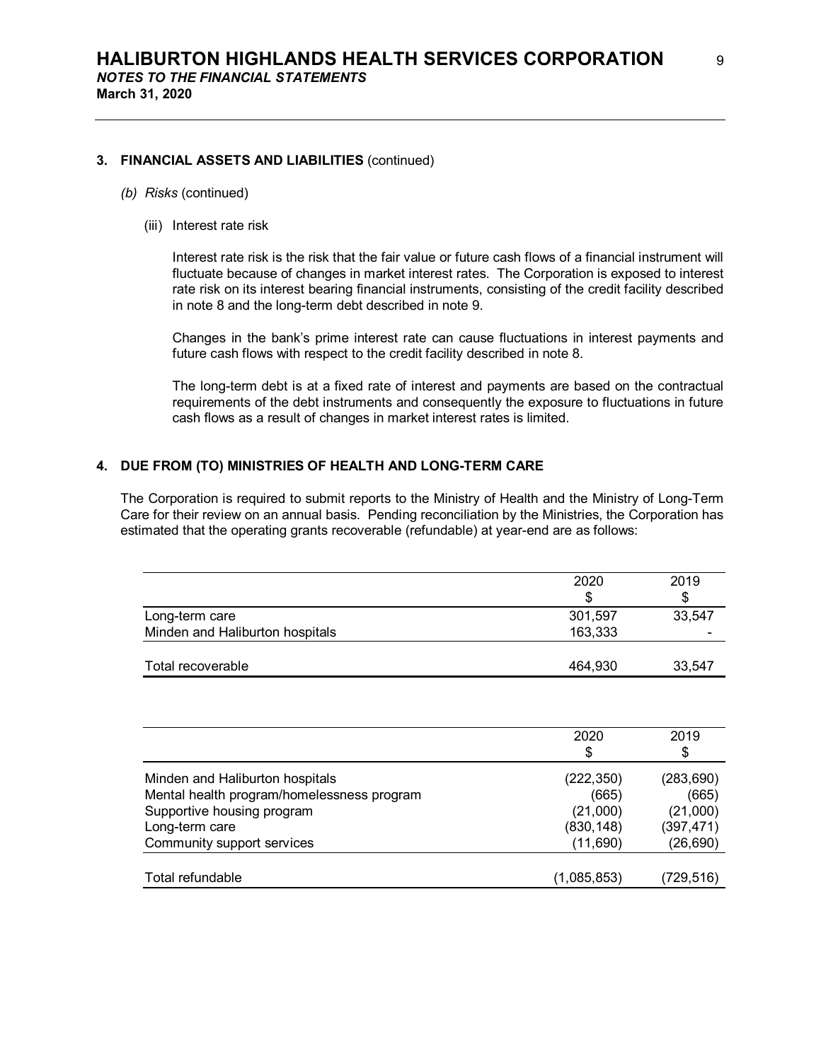## 3. FINANCIAL ASSETS AND LIABILITIES (continued)

*(b) Risks* (continued)

(iii) Interest rate risk

Interest rate risk is the risk that the fair value or future cash flows of a financial instrument will fluctuate because of changes in market interest rates. The Corporation is exposed to interest rate risk on its interest bearing financial instruments, consisting of the credit facility described in note 8 and the long-term debt described in note 9.

Changes in the bank's prime interest rate can cause fluctuations in interest payments and future cash flows with respect to the credit facility described in note 8.

The long-term debt is at a fixed rate of interest and payments are based on the contractual requirements of the debt instruments and consequently the exposure to fluctuations in future cash flows as a result of changes in market interest rates is limited.

## 4. DUE FROM (TO) MINISTRIES OF HEALTH AND LONG-TERM CARE

The Corporation is required to submit reports to the Ministry of Health and the Ministry of Long-Term Care for their review on an annual basis. Pending reconciliation by the Ministries, the Corporation has estimated that the operating grants recoverable (refundable) at year-end are as follows:

| | 2020<br>$ | 2019<br>$ |
|---|---|---|
| Long-term care | 301,597 | 33,547 |
| Minden and Haliburton hospitals | 163,333 | - |
| Total recoverable | 464,930 | 33,547 |

| | 2020<br>$ | 2019<br>$ |
|---|---|---|
| Minden and Haliburton hospitals | (222,350) | (283,690) |
| Mental health program/homelessness program | (665) | (665) |
| Supportive housing program | (21,000) | (21,000) |
| Long-term care | (830,148) | (397,471) |
| Community support services | (11,690) | (26,690) |
| Total refundable | (1,085,853) | (729,516) |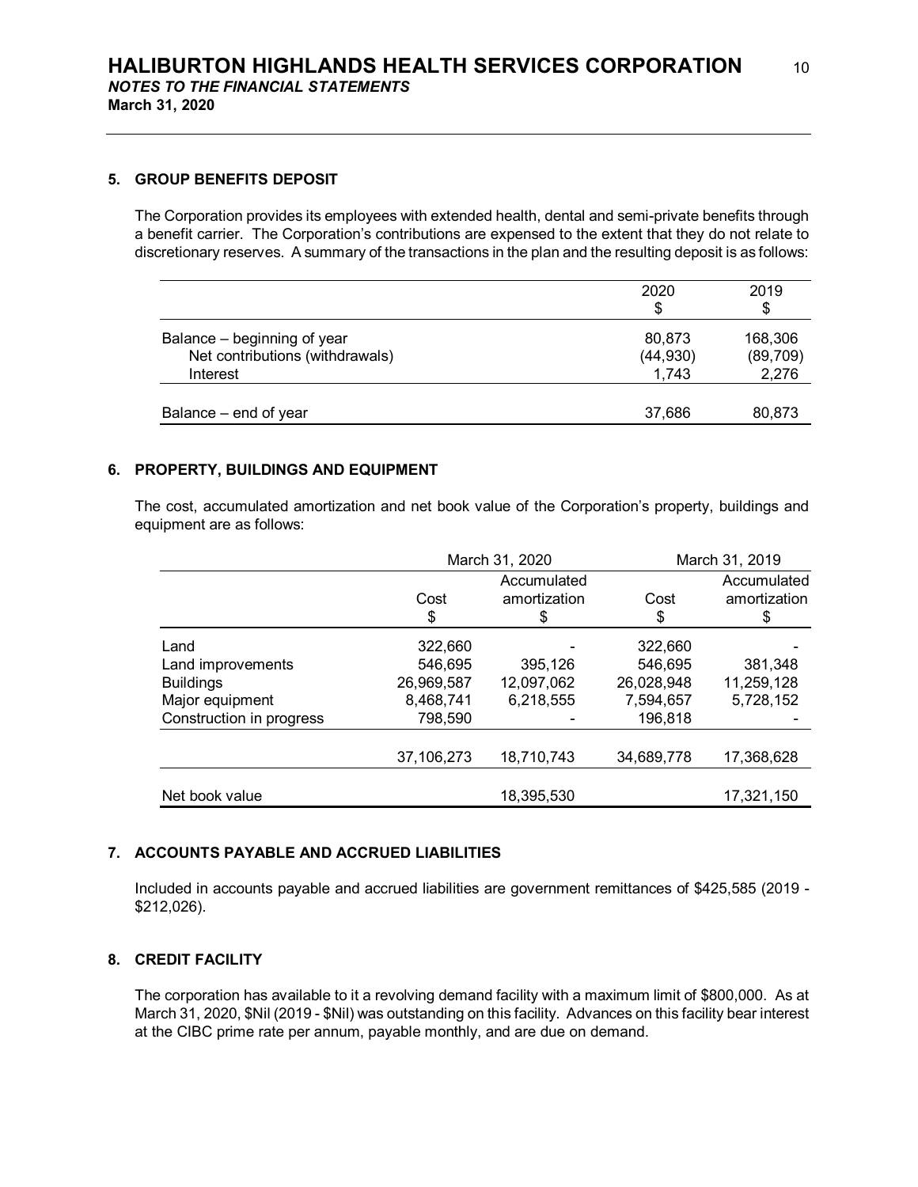# HALIBURTON HIGHLANDS HEALTH SERVICES CORPORATION

***NOTES TO THE FINANCIAL STATEMENTS***

**March 31, 2020**

## 5. GROUP BENEFITS DEPOSIT

The Corporation provides its employees with extended health, dental and semi-private benefits through a benefit carrier. The Corporation's contributions are expensed to the extent that they do not relate to discretionary reserves. A summary of the transactions in the plan and the resulting deposit is as follows:

| | 2020<br>$ | 2019<br>$ |
|---|---|---|
| Balance – beginning of year | 80,873 | 168,306 |
| Net contributions (withdrawals) | (44,930) | (89,709) |
| Interest | 1,743 | 2,276 |
| Balance – end of year | 37,686 | 80,873 |

## 6. PROPERTY, BUILDINGS AND EQUIPMENT

The cost, accumulated amortization and net book value of the Corporation's property, buildings and equipment are as follows:

| | March 31, 2020 | | March 31, 2019 | |
|---|---|---|---|---|
| | Cost<br>$ | Accumulated amortization<br>$ | Cost<br>$ | Accumulated amortization<br>$ |
| Land | 322,660 | - | 322,660 | - |
| Land improvements | 546,695 | 395,126 | 546,695 | 381,348 |
| Buildings | 26,969,587 | 12,097,062 | 26,028,948 | 11,259,128 |
| Major equipment | 8,468,741 | 6,218,555 | 7,594,657 | 5,728,152 |
| Construction in progress | 798,590 | - | 196,818 | - |
| | 37,106,273 | 18,710,743 | 34,689,778 | 17,368,628 |
| Net book value | | 18,395,530 | | 17,321,150 |

## 7. ACCOUNTS PAYABLE AND ACCRUED LIABILITIES

Included in accounts payable and accrued liabilities are government remittances of $425,585 (2019 - $212,026).

## 8. CREDIT FACILITY

The corporation has available to it a revolving demand facility with a maximum limit of $800,000. As at March 31, 2020, $Nil (2019 - $Nil) was outstanding on this facility. Advances on this facility bear interest at the CIBC prime rate per annum, payable monthly, and are due on demand.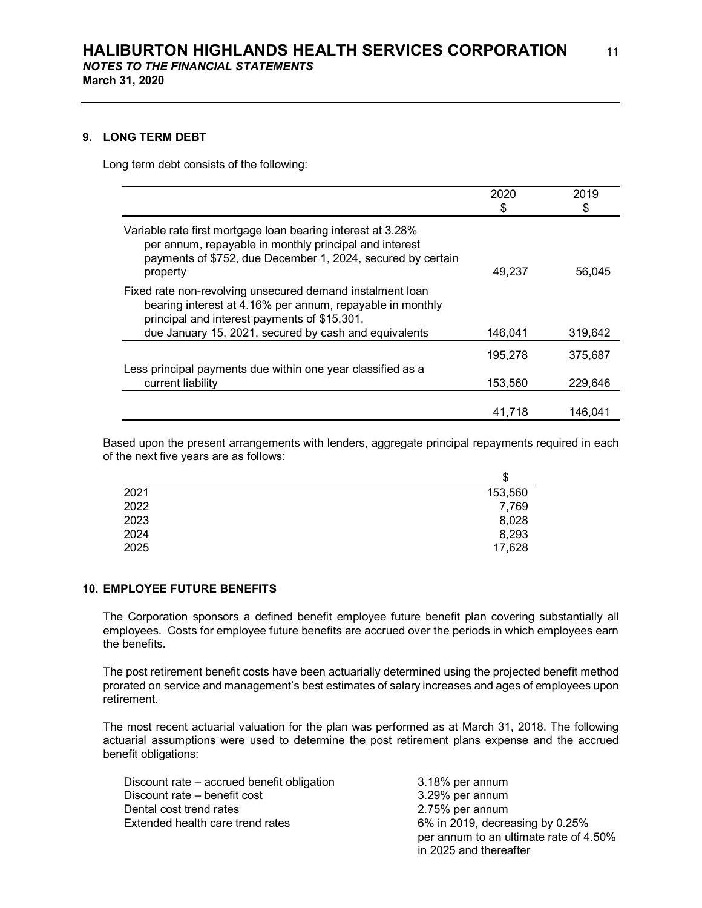## 9. LONG TERM DEBT

Long term debt consists of the following:

| | 2020<br>$ | 2019<br>$ |
|---|---|---|
| Variable rate first mortgage loan bearing interest at 3.28% per annum, repayable in monthly principal and interest payments of $752, due December 1, 2024, secured by certain property | 49,237 | 56,045 |
| Fixed rate non-revolving unsecured demand instalment loan bearing interest at 4.16% per annum, repayable in monthly principal and interest payments of $15,301, due January 15, 2021, secured by cash and equivalents | 146,041 | 319,642 |
| | 195,278 | 375,687 |
| Less principal payments due within one year classified as a current liability | 153,560 | 229,646 |
| | 41,718 | 146,041 |

Based upon the present arrangements with lenders, aggregate principal repayments required in each of the next five years are as follows:

| | $ |
|---|---|
| 2021 | 153,560 |
| 2022 | 7,769 |
| 2023 | 8,028 |
| 2024 | 8,293 |
| 2025 | 17,628 |

## 10. EMPLOYEE FUTURE BENEFITS

The Corporation sponsors a defined benefit employee future benefit plan covering substantially all employees. Costs for employee future benefits are accrued over the periods in which employees earn the benefits.

The post retirement benefit costs have been actuarially determined using the projected benefit method prorated on service and management's best estimates of salary increases and ages of employees upon retirement.

The most recent actuarial valuation for the plan was performed as at March 31, 2018. The following actuarial assumptions were used to determine the post retirement plans expense and the accrued benefit obligations:

| | |
|---|---|
| Discount rate – accrued benefit obligation | 3.18% per annum |
| Discount rate – benefit cost | 3.29% per annum |
| Dental cost trend rates | 2.75% per annum |
| Extended health care trend rates | 6% in 2019, decreasing by 0.25% per annum to an ultimate rate of 4.50% in 2025 and thereafter |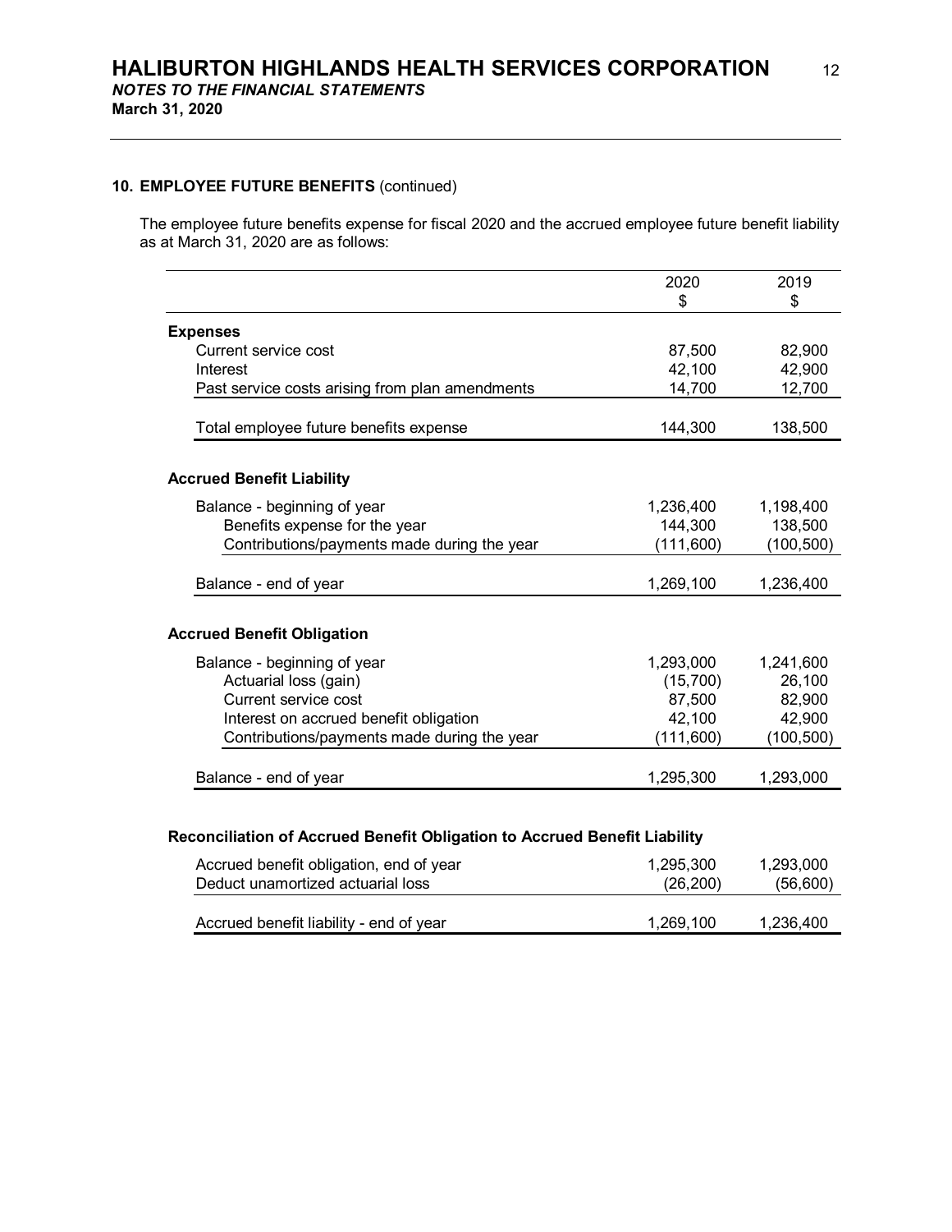## 10. EMPLOYEE FUTURE BENEFITS (continued)

The employee future benefits expense for fiscal 2020 and the accrued employee future benefit liability as at March 31, 2020 are as follows:

| | 2020<br>$ | 2019<br>$ |
|---|---|---|
| **Expenses** | | |
| Current service cost | 87,500 | 82,900 |
| Interest | 42,100 | 42,900 |
| Past service costs arising from plan amendments | 14,700 | 12,700 |
| Total employee future benefits expense | 144,300 | 138,500 |
| **Accrued Benefit Liability** | | |
| Balance - beginning of year | 1,236,400 | 1,198,400 |
| Benefits expense for the year | 144,300 | 138,500 |
| Contributions/payments made during the year | (111,600) | (100,500) |
| Balance - end of year | 1,269,100 | 1,236,400 |
| **Accrued Benefit Obligation** | | |
| Balance - beginning of year | 1,293,000 | 1,241,600 |
| Actuarial loss (gain) | (15,700) | 26,100 |
| Current service cost | 87,500 | 82,900 |
| Interest on accrued benefit obligation | 42,100 | 42,900 |
| Contributions/payments made during the year | (111,600) | (100,500) |
| Balance - end of year | 1,295,300 | 1,293,000 |

**Reconciliation of Accrued Benefit Obligation to Accrued Benefit Liability**

| | 2020<br>$ | 2019<br>$ |
|---|---|---|
| Accrued benefit obligation, end of year | 1,295,300 | 1,293,000 |
| Deduct unamortized actuarial loss | (26,200) | (56,600) |
| Accrued benefit liability - end of year | 1,269,100 | 1,236,400 |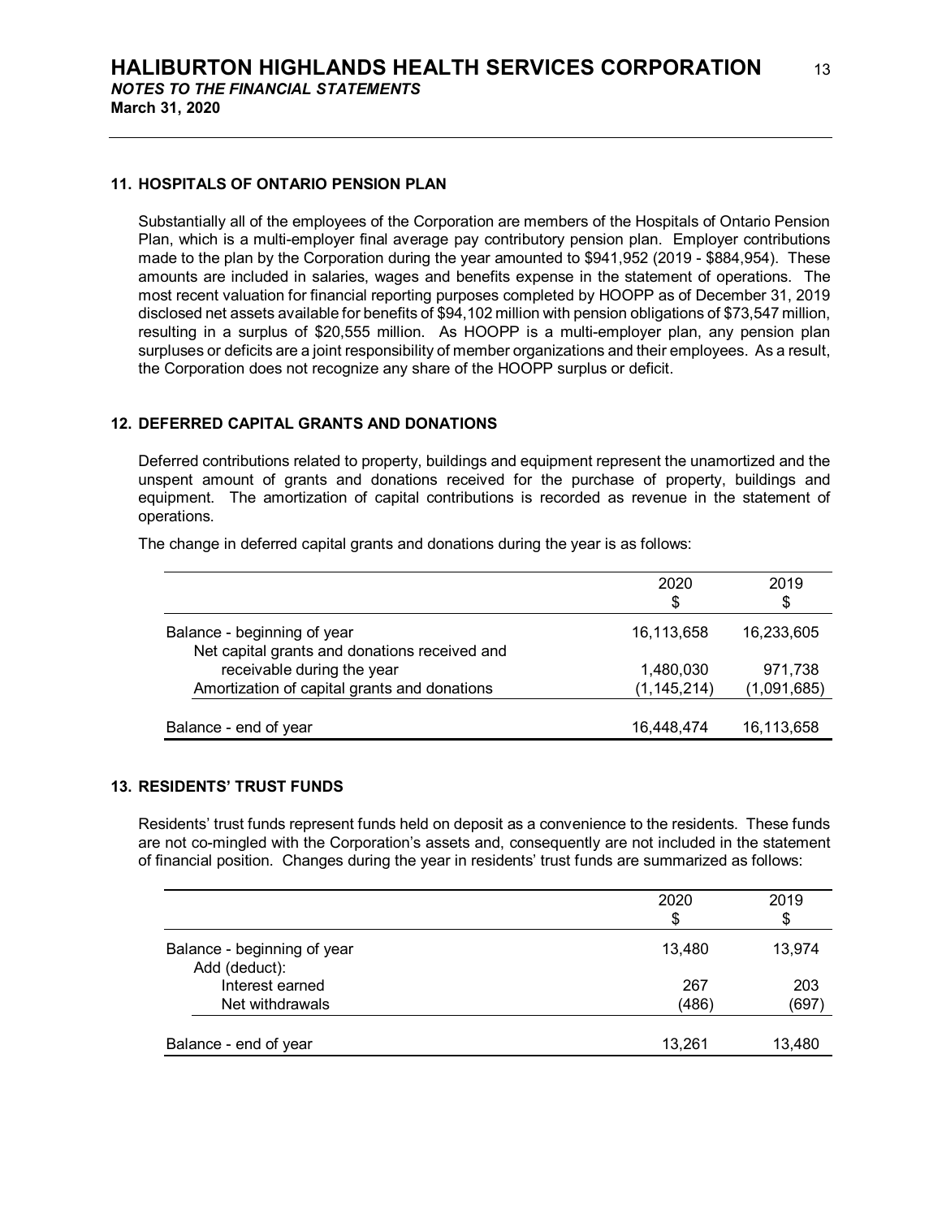# HALIBURTON HIGHLANDS HEALTH SERVICES CORPORATION

***NOTES TO THE FINANCIAL STATEMENTS***

**March 31, 2020**

## 11. HOSPITALS OF ONTARIO PENSION PLAN

Substantially all of the employees of the Corporation are members of the Hospitals of Ontario Pension Plan, which is a multi-employer final average pay contributory pension plan. Employer contributions made to the plan by the Corporation during the year amounted to $941,952 (2019 - $884,954). These amounts are included in salaries, wages and benefits expense in the statement of operations. The most recent valuation for financial reporting purposes completed by HOOPP as of December 31, 2019 disclosed net assets available for benefits of $94,102 million with pension obligations of $73,547 million, resulting in a surplus of $20,555 million. As HOOPP is a multi-employer plan, any pension plan surpluses or deficits are a joint responsibility of member organizations and their employees. As a result, the Corporation does not recognize any share of the HOOPP surplus or deficit.

## 12. DEFERRED CAPITAL GRANTS AND DONATIONS

Deferred contributions related to property, buildings and equipment represent the unamortized and the unspent amount of grants and donations received for the purchase of property, buildings and equipment. The amortization of capital contributions is recorded as revenue in the statement of operations.

The change in deferred capital grants and donations during the year is as follows:

| | 2020<br>$ | 2019<br>$ |
|---|---|---|
| Balance - beginning of year | 16,113,658 | 16,233,605 |
| Net capital grants and donations received and receivable during the year | 1,480,030 | 971,738 |
| Amortization of capital grants and donations | (1,145,214) | (1,091,685) |
| Balance - end of year | 16,448,474 | 16,113,658 |

## 13. RESIDENTS' TRUST FUNDS

Residents' trust funds represent funds held on deposit as a convenience to the residents. These funds are not co-mingled with the Corporation's assets and, consequently are not included in the statement of financial position. Changes during the year in residents' trust funds are summarized as follows:

| | 2020<br>$ | 2019<br>$ |
|---|---|---|
| Balance - beginning of year | 13,480 | 13,974 |
| Add (deduct): | | |
| Interest earned | 267 | 203 |
| Net withdrawals | (486) | (697) |
| Balance - end of year | 13,261 | 13,480 |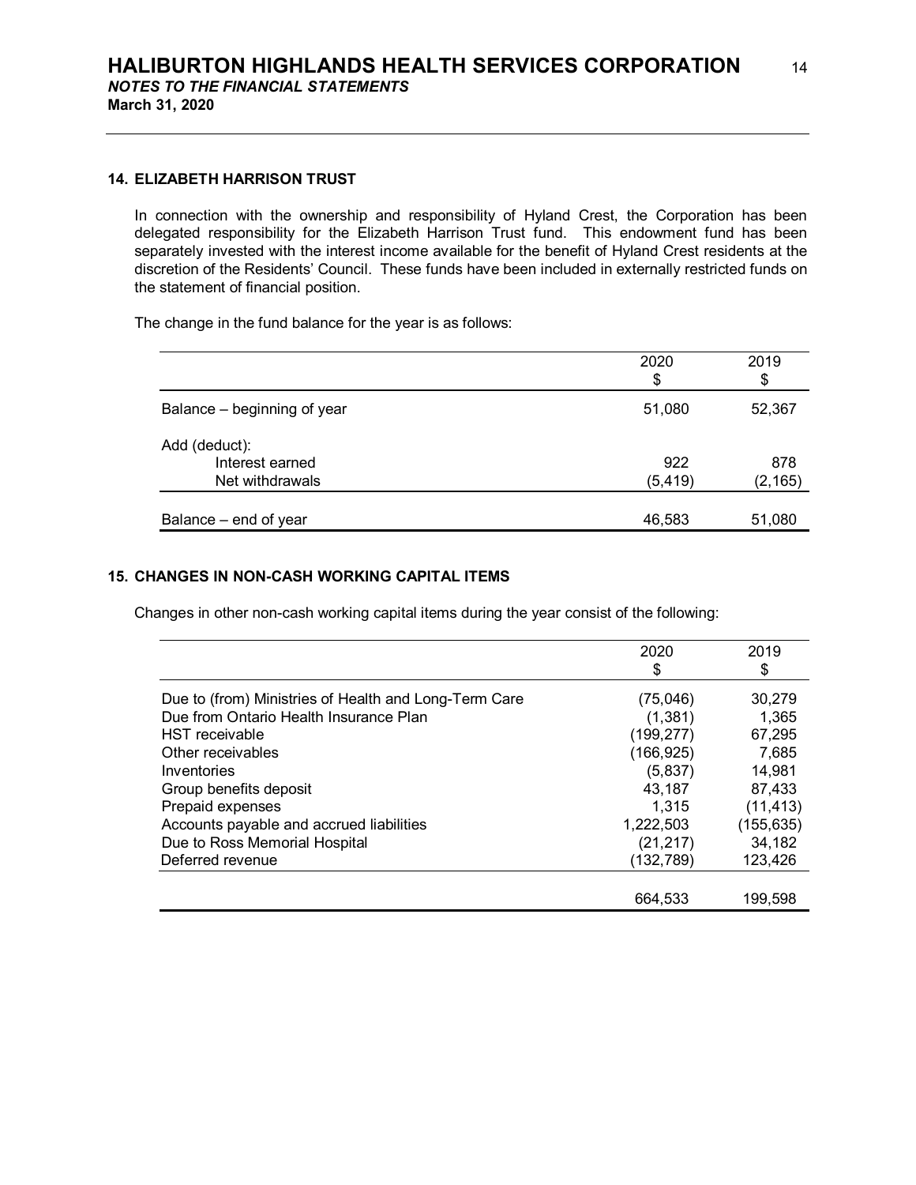## 14. ELIZABETH HARRISON TRUST

In connection with the ownership and responsibility of Hyland Crest, the Corporation has been delegated responsibility for the Elizabeth Harrison Trust fund. This endowment fund has been separately invested with the interest income available for the benefit of Hyland Crest residents at the discretion of the Residents' Council. These funds have been included in externally restricted funds on the statement of financial position.

The change in the fund balance for the year is as follows:

| | 2020<br>$ | 2019<br>$ |
|---|---|---|
| Balance – beginning of year | 51,080 | 52,367 |
| Add (deduct): | | |
| Interest earned | 922 | 878 |
| Net withdrawals | (5,419) | (2,165) |
| Balance – end of year | 46,583 | 51,080 |

## 15. CHANGES IN NON-CASH WORKING CAPITAL ITEMS

Changes in other non-cash working capital items during the year consist of the following:

| | 2020<br>$ | 2019<br>$ |
|---|---|---|
| Due to (from) Ministries of Health and Long-Term Care | (75,046) | 30,279 |
| Due from Ontario Health Insurance Plan | (1,381) | 1,365 |
| HST receivable | (199,277) | 67,295 |
| Other receivables | (166,925) | 7,685 |
| Inventories | (5,837) | 14,981 |
| Group benefits deposit | 43,187 | 87,433 |
| Prepaid expenses | 1,315 | (11,413) |
| Accounts payable and accrued liabilities | 1,222,503 | (155,635) |
| Due to Ross Memorial Hospital | (21,217) | 34,182 |
| Deferred revenue | (132,789) | 123,426 |
| | 664,533 | 199,598 |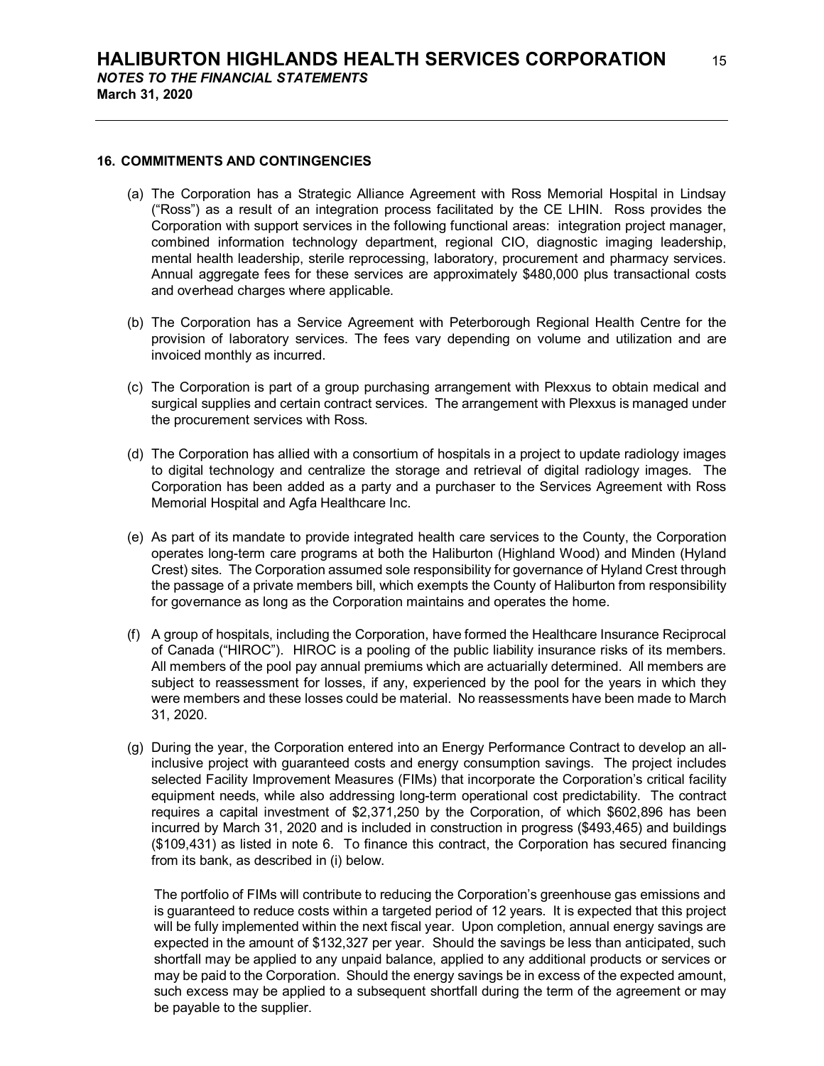## 16. COMMITMENTS AND CONTINGENCIES

(a) The Corporation has a Strategic Alliance Agreement with Ross Memorial Hospital in Lindsay ("Ross") as a result of an integration process facilitated by the CE LHIN. Ross provides the Corporation with support services in the following functional areas: integration project manager, combined information technology department, regional CIO, diagnostic imaging leadership, mental health leadership, sterile reprocessing, laboratory, procurement and pharmacy services. Annual aggregate fees for these services are approximately $480,000 plus transactional costs and overhead charges where applicable.

(b) The Corporation has a Service Agreement with Peterborough Regional Health Centre for the provision of laboratory services. The fees vary depending on volume and utilization and are invoiced monthly as incurred.

(c) The Corporation is part of a group purchasing arrangement with Plexxus to obtain medical and surgical supplies and certain contract services. The arrangement with Plexxus is managed under the procurement services with Ross.

(d) The Corporation has allied with a consortium of hospitals in a project to update radiology images to digital technology and centralize the storage and retrieval of digital radiology images. The Corporation has been added as a party and a purchaser to the Services Agreement with Ross Memorial Hospital and Agfa Healthcare Inc.

(e) As part of its mandate to provide integrated health care services to the County, the Corporation operates long-term care programs at both the Haliburton (Highland Wood) and Minden (Hyland Crest) sites. The Corporation assumed sole responsibility for governance of Hyland Crest through the passage of a private members bill, which exempts the County of Haliburton from responsibility for governance as long as the Corporation maintains and operates the home.

(f) A group of hospitals, including the Corporation, have formed the Healthcare Insurance Reciprocal of Canada ("HIROC"). HIROC is a pooling of the public liability insurance risks of its members. All members of the pool pay annual premiums which are actuarially determined. All members are subject to reassessment for losses, if any, experienced by the pool for the years in which they were members and these losses could be material. No reassessments have been made to March 31, 2020.

(g) During the year, the Corporation entered into an Energy Performance Contract to develop an all-inclusive project with guaranteed costs and energy consumption savings. The project includes selected Facility Improvement Measures (FIMs) that incorporate the Corporation's critical facility equipment needs, while also addressing long-term operational cost predictability. The contract requires a capital investment of $2,371,250 by the Corporation, of which $602,896 has been incurred by March 31, 2020 and is included in construction in progress ($493,465) and buildings ($109,431) as listed in note 6. To finance this contract, the Corporation has secured financing from its bank, as described in (i) below.

The portfolio of FIMs will contribute to reducing the Corporation's greenhouse gas emissions and is guaranteed to reduce costs within a targeted period of 12 years. It is expected that this project will be fully implemented within the next fiscal year. Upon completion, annual energy savings are expected in the amount of $132,327 per year. Should the savings be less than anticipated, such shortfall may be applied to any unpaid balance, applied to any additional products or services or may be paid to the Corporation. Should the energy savings be in excess of the expected amount, such excess may be applied to a subsequent shortfall during the term of the agreement or may be payable to the supplier.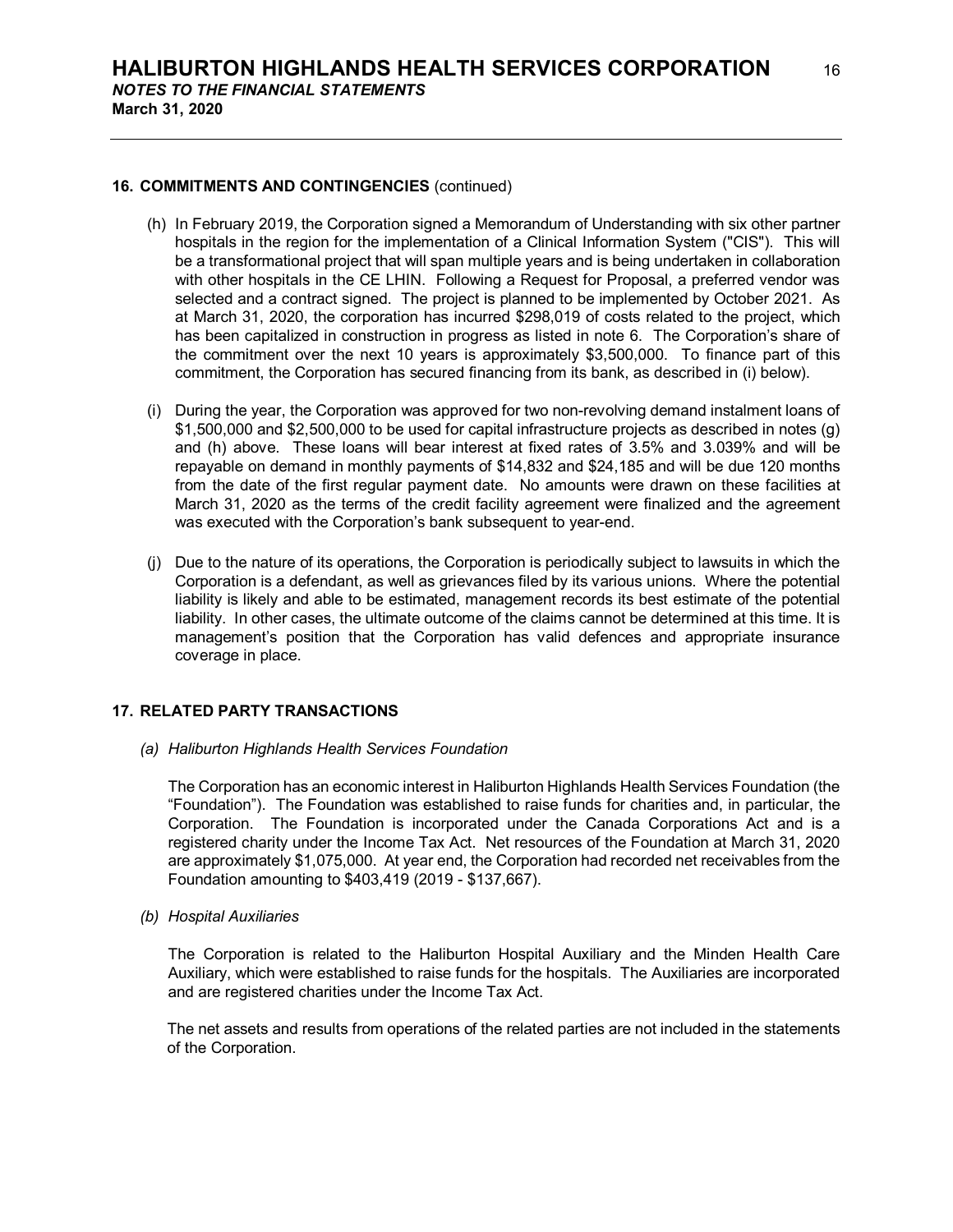## 16. COMMITMENTS AND CONTINGENCIES (continued)

(h) In February 2019, the Corporation signed a Memorandum of Understanding with six other partner hospitals in the region for the implementation of a Clinical Information System ("CIS"). This will be a transformational project that will span multiple years and is being undertaken in collaboration with other hospitals in the CE LHIN. Following a Request for Proposal, a preferred vendor was selected and a contract signed. The project is planned to be implemented by October 2021. As at March 31, 2020, the corporation has incurred $298,019 of costs related to the project, which has been capitalized in construction in progress as listed in note 6. The Corporation's share of the commitment over the next 10 years is approximately $3,500,000. To finance part of this commitment, the Corporation has secured financing from its bank, as described in (i) below).

(i) During the year, the Corporation was approved for two non-revolving demand instalment loans of $1,500,000 and $2,500,000 to be used for capital infrastructure projects as described in notes (g) and (h) above. These loans will bear interest at fixed rates of 3.5% and 3.039% and will be repayable on demand in monthly payments of $14,832 and $24,185 and will be due 120 months from the date of the first regular payment date. No amounts were drawn on these facilities at March 31, 2020 as the terms of the credit facility agreement were finalized and the agreement was executed with the Corporation's bank subsequent to year-end.

(j) Due to the nature of its operations, the Corporation is periodically subject to lawsuits in which the Corporation is a defendant, as well as grievances filed by its various unions. Where the potential liability is likely and able to be estimated, management records its best estimate of the potential liability. In other cases, the ultimate outcome of the claims cannot be determined at this time. It is management's position that the Corporation has valid defences and appropriate insurance coverage in place.

## 17. RELATED PARTY TRANSACTIONS

*(a) Haliburton Highlands Health Services Foundation*

The Corporation has an economic interest in Haliburton Highlands Health Services Foundation (the "Foundation"). The Foundation was established to raise funds for charities and, in particular, the Corporation. The Foundation is incorporated under the Canada Corporations Act and is a registered charity under the Income Tax Act. Net resources of the Foundation at March 31, 2020 are approximately $1,075,000. At year end, the Corporation had recorded net receivables from the Foundation amounting to $403,419 (2019 - $137,667).

*(b) Hospital Auxiliaries*

The Corporation is related to the Haliburton Hospital Auxiliary and the Minden Health Care Auxiliary, which were established to raise funds for the hospitals. The Auxiliaries are incorporated and are registered charities under the Income Tax Act.

The net assets and results from operations of the related parties are not included in the statements of the Corporation.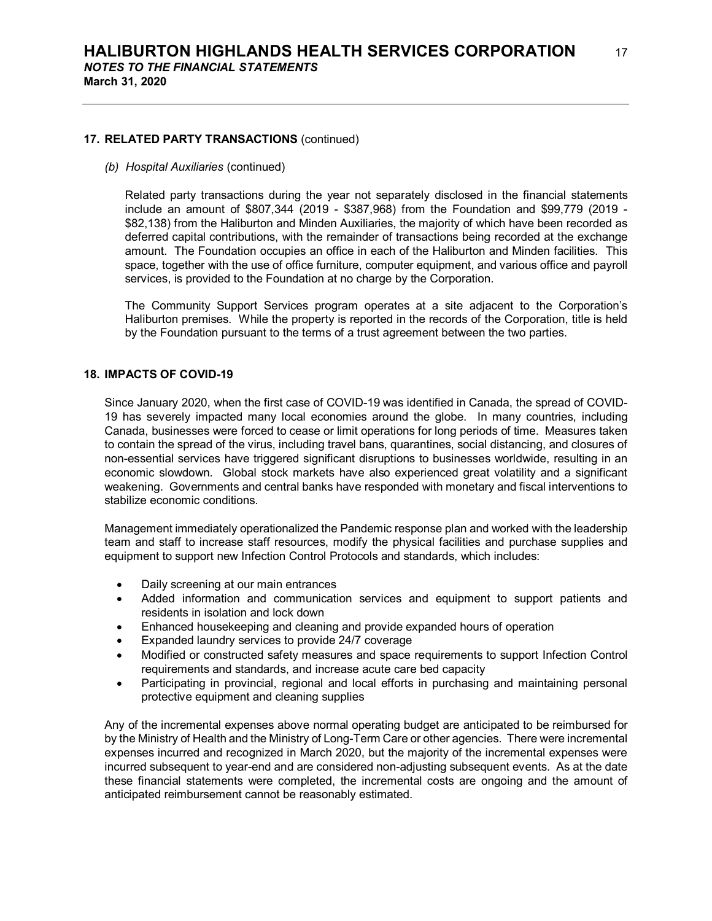## 17. RELATED PARTY TRANSACTIONS (continued)

*(b) Hospital Auxiliaries* (continued)

Related party transactions during the year not separately disclosed in the financial statements include an amount of $807,344 (2019 - $387,968) from the Foundation and $99,779 (2019 - $82,138) from the Haliburton and Minden Auxiliaries, the majority of which have been recorded as deferred capital contributions, with the remainder of transactions being recorded at the exchange amount. The Foundation occupies an office in each of the Haliburton and Minden facilities. This space, together with the use of office furniture, computer equipment, and various office and payroll services, is provided to the Foundation at no charge by the Corporation.

The Community Support Services program operates at a site adjacent to the Corporation's Haliburton premises. While the property is reported in the records of the Corporation, title is held by the Foundation pursuant to the terms of a trust agreement between the two parties.

## 18. IMPACTS OF COVID-19

Since January 2020, when the first case of COVID-19 was identified in Canada, the spread of COVID-19 has severely impacted many local economies around the globe. In many countries, including Canada, businesses were forced to cease or limit operations for long periods of time. Measures taken to contain the spread of the virus, including travel bans, quarantines, social distancing, and closures of non-essential services have triggered significant disruptions to businesses worldwide, resulting in an economic slowdown. Global stock markets have also experienced great volatility and a significant weakening. Governments and central banks have responded with monetary and fiscal interventions to stabilize economic conditions.

Management immediately operationalized the Pandemic response plan and worked with the leadership team and staff to increase staff resources, modify the physical facilities and purchase supplies and equipment to support new Infection Control Protocols and standards, which includes:

- Daily screening at our main entrances
- Added information and communication services and equipment to support patients and residents in isolation and lock down
- Enhanced housekeeping and cleaning and provide expanded hours of operation
- Expanded laundry services to provide 24/7 coverage
- Modified or constructed safety measures and space requirements to support Infection Control requirements and standards, and increase acute care bed capacity
- Participating in provincial, regional and local efforts in purchasing and maintaining personal protective equipment and cleaning supplies

Any of the incremental expenses above normal operating budget are anticipated to be reimbursed for by the Ministry of Health and the Ministry of Long-Term Care or other agencies. There were incremental expenses incurred and recognized in March 2020, but the majority of the incremental expenses were incurred subsequent to year-end and are considered non-adjusting subsequent events. As at the date these financial statements were completed, the incremental costs are ongoing and the amount of anticipated reimbursement cannot be reasonably estimated.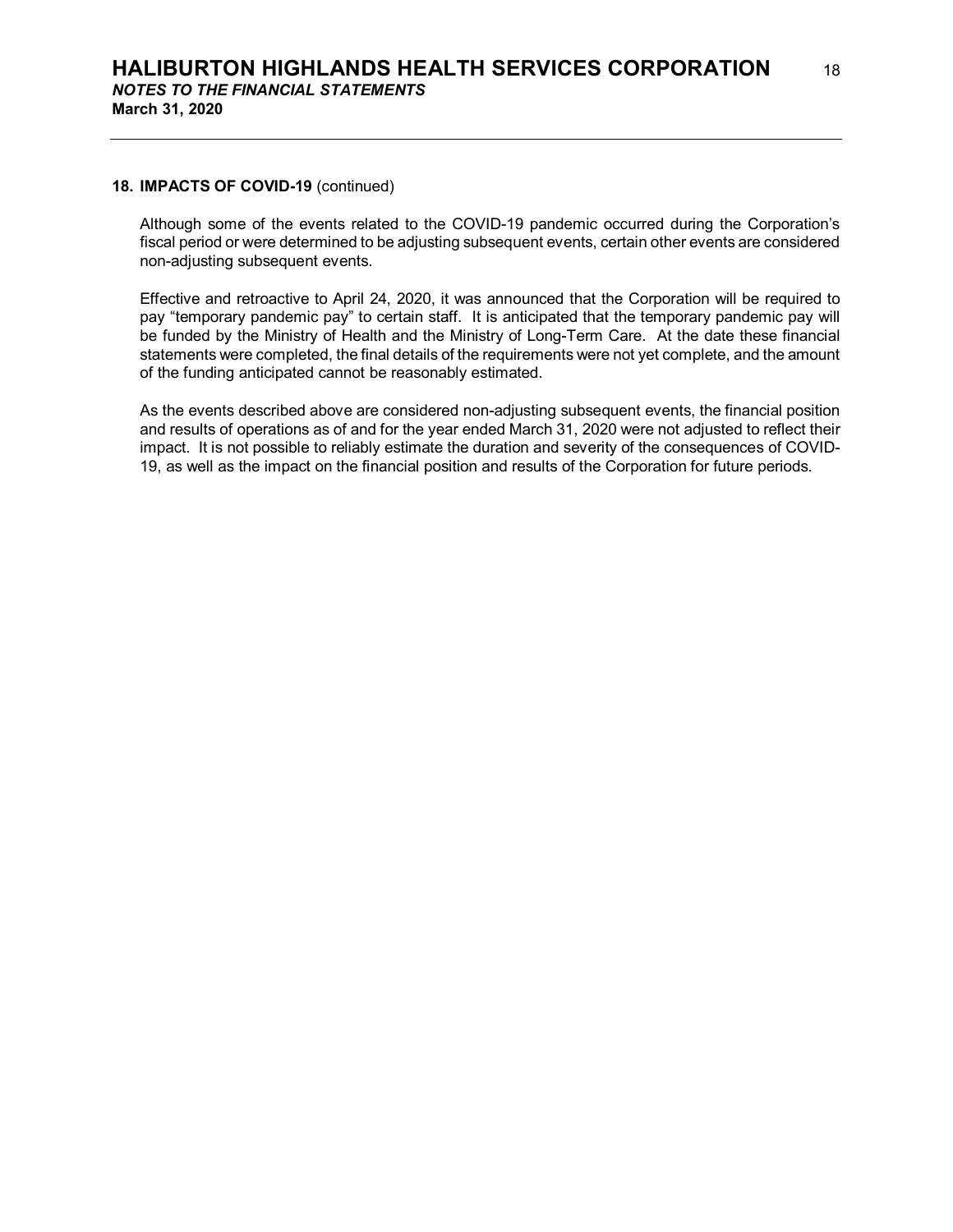**18. IMPACTS OF COVID-19** (continued)

Although some of the events related to the COVID-19 pandemic occurred during the Corporation's fiscal period or were determined to be adjusting subsequent events, certain other events are considered non-adjusting subsequent events.

Effective and retroactive to April 24, 2020, it was announced that the Corporation will be required to pay "temporary pandemic pay" to certain staff. It is anticipated that the temporary pandemic pay will be funded by the Ministry of Health and the Ministry of Long-Term Care. At the date these financial statements were completed, the final details of the requirements were not yet complete, and the amount of the funding anticipated cannot be reasonably estimated.

As the events described above are considered non-adjusting subsequent events, the financial position and results of operations as of and for the year ended March 31, 2020 were not adjusted to reflect their impact. It is not possible to reliably estimate the duration and severity of the consequences of COVID-19, as well as the impact on the financial position and results of the Corporation for future periods.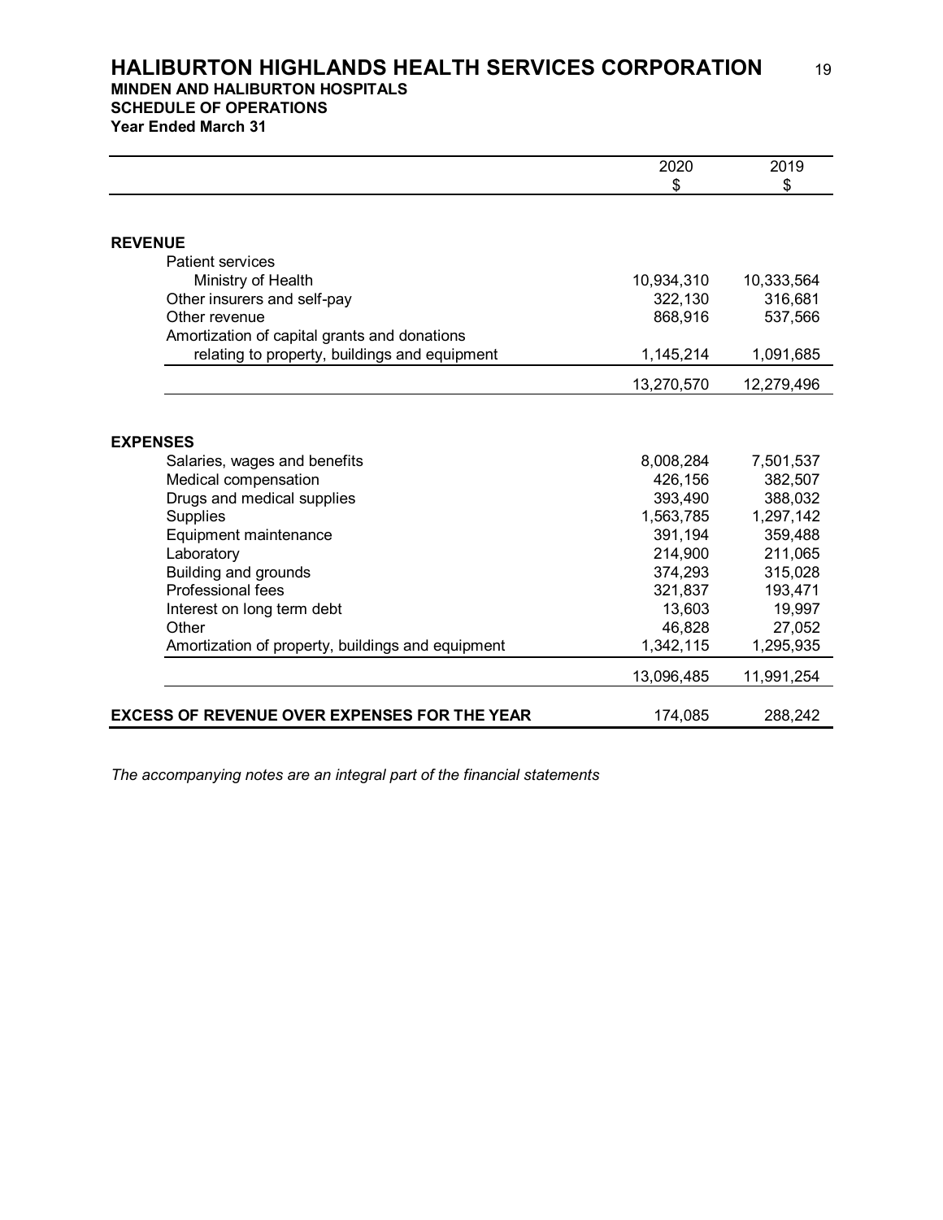# HALIBURTON HIGHLANDS HEALTH SERVICES CORPORATION

## MINDEN AND HALIBURTON HOSPITALS

## SCHEDULE OF OPERATIONS

**Year Ended March 31**

| | 2020<br>$ | 2019<br>$ |
|---|---|---|
| **REVENUE** | | |
| Patient services | | |
| Ministry of Health | 10,934,310 | 10,333,564 |
| Other insurers and self-pay | 322,130 | 316,681 |
| Other revenue | 868,916 | 537,566 |
| Amortization of capital grants and donations relating to property, buildings and equipment | 1,145,214 | 1,091,685 |
| | 13,270,570 | 12,279,496 |
| **EXPENSES** | | |
| Salaries, wages and benefits | 8,008,284 | 7,501,537 |
| Medical compensation | 426,156 | 382,507 |
| Drugs and medical supplies | 393,490 | 388,032 |
| Supplies | 1,563,785 | 1,297,142 |
| Equipment maintenance | 391,194 | 359,488 |
| Laboratory | 214,900 | 211,065 |
| Building and grounds | 374,293 | 315,028 |
| Professional fees | 321,837 | 193,471 |
| Interest on long term debt | 13,603 | 19,997 |
| Other | 46,828 | 27,052 |
| Amortization of property, buildings and equipment | 1,342,115 | 1,295,935 |
| | 13,096,485 | 11,991,254 |
| **EXCESS OF REVENUE OVER EXPENSES FOR THE YEAR** | 174,085 | 288,242 |

*The accompanying notes are an integral part of the financial statements*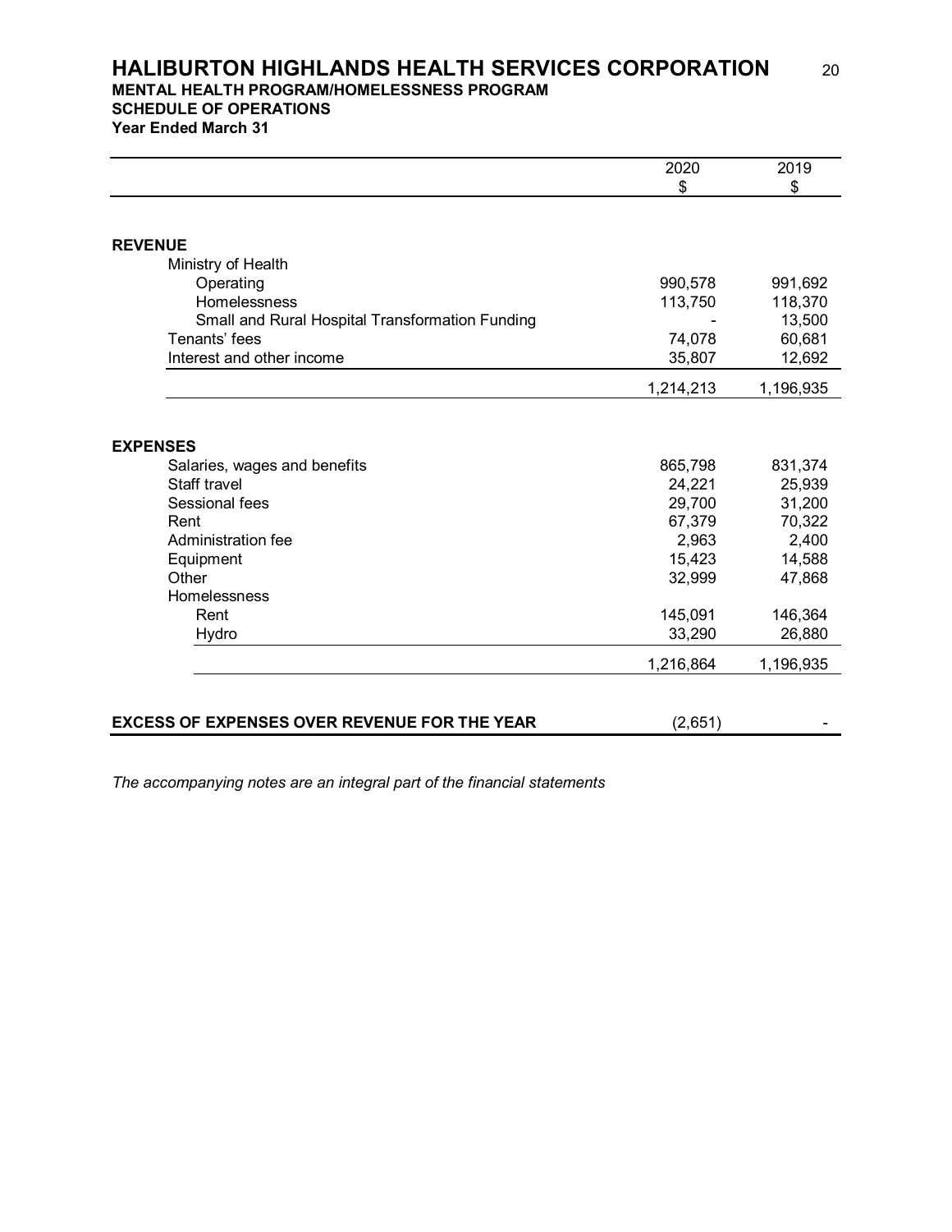# HALIBURTON HIGHLANDS HEALTH SERVICES CORPORATION

## MENTAL HEALTH PROGRAM/HOMELESSNESS PROGRAM

## SCHEDULE OF OPERATIONS

**Year Ended March 31**

| | 2020<br>$ | 2019<br>$ |
|---|---|---|
| **REVENUE** | | |
| Ministry of Health | | |
| Operating | 990,578 | 991,692 |
| Homelessness | 113,750 | 118,370 |
| Small and Rural Hospital Transformation Funding | - | 13,500 |
| Tenants' fees | 74,078 | 60,681 |
| Interest and other income | 35,807 | 12,692 |
| | 1,214,213 | 1,196,935 |
| **EXPENSES** | | |
| Salaries, wages and benefits | 865,798 | 831,374 |
| Staff travel | 24,221 | 25,939 |
| Sessional fees | 29,700 | 31,200 |
| Rent | 67,379 | 70,322 |
| Administration fee | 2,963 | 2,400 |
| Equipment | 15,423 | 14,588 |
| Other | 32,999 | 47,868 |
| Homelessness | | |
| Rent | 145,091 | 146,364 |
| Hydro | 33,290 | 26,880 |
| | 1,216,864 | 1,196,935 |
| **EXCESS OF EXPENSES OVER REVENUE FOR THE YEAR** | (2,651) | - |

*The accompanying notes are an integral part of the financial statements*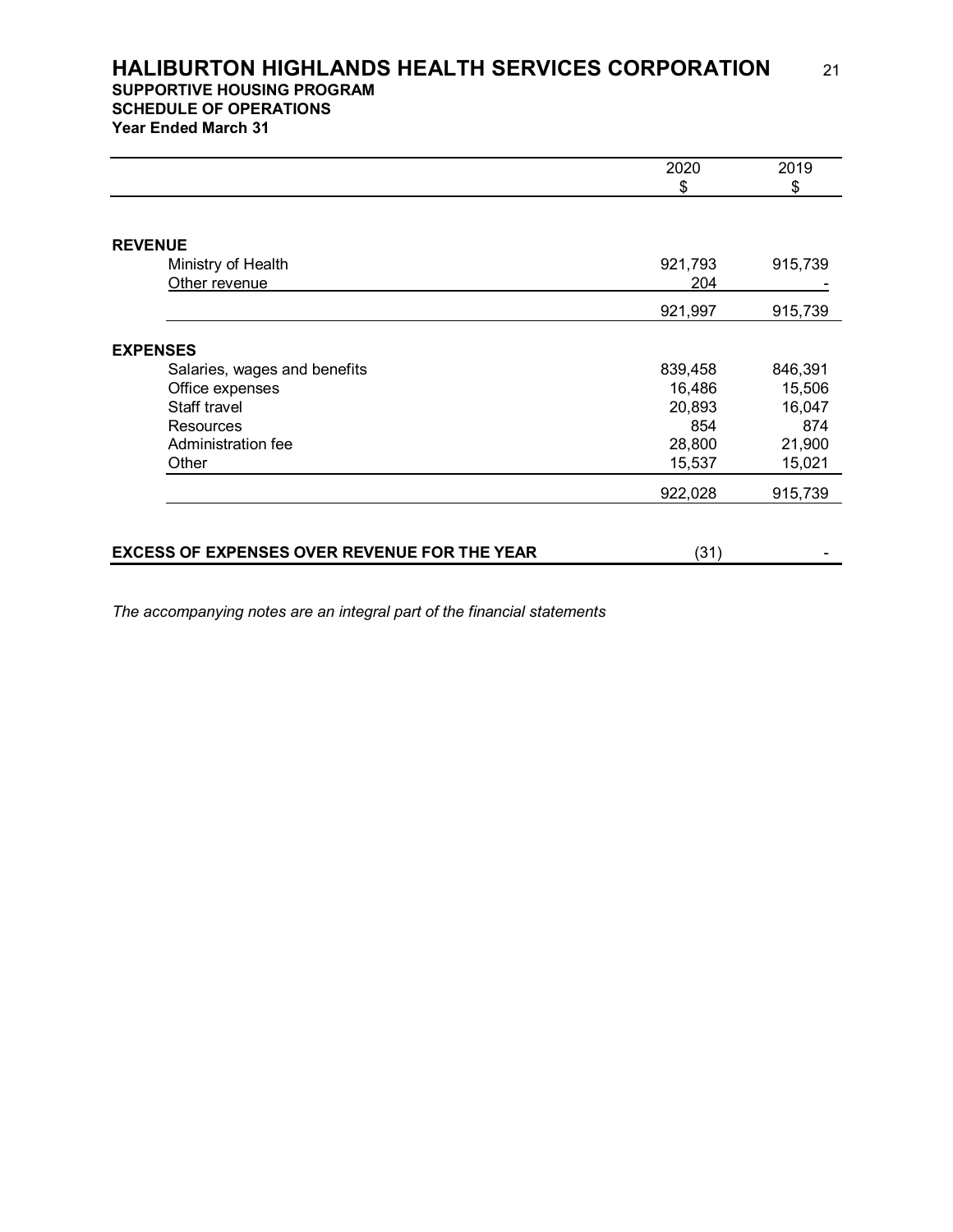# HALIBURTON HIGHLANDS HEALTH SERVICES CORPORATION

## SUPPORTIVE HOUSING PROGRAM

## SCHEDULE OF OPERATIONS

**Year Ended March 31**

| | 2020<br>$ | 2019<br>$ |
|---|---|---|
| **REVENUE** | | |
| Ministry of Health | 921,793 | 915,739 |
| Other revenue | 204 | - |
| | 921,997 | 915,739 |
| **EXPENSES** | | |
| Salaries, wages and benefits | 839,458 | 846,391 |
| Office expenses | 16,486 | 15,506 |
| Staff travel | 20,893 | 16,047 |
| Resources | 854 | 874 |
| Administration fee | 28,800 | 21,900 |
| Other | 15,537 | 15,021 |
| | 922,028 | 915,739 |
| **EXCESS OF EXPENSES OVER REVENUE FOR THE YEAR** | (31) | - |

*The accompanying notes are an integral part of the financial statements*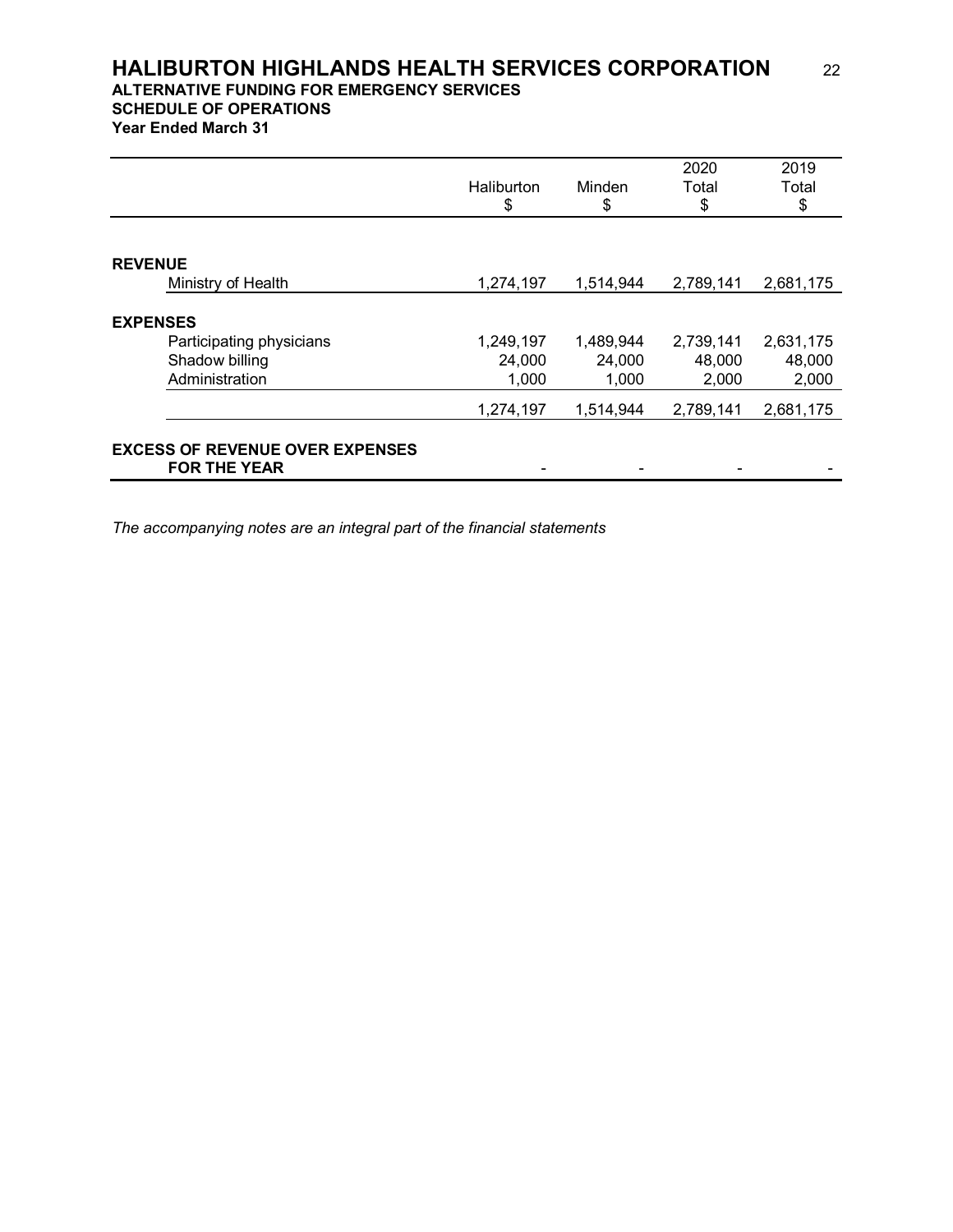# HALIBURTON HIGHLANDS HEALTH SERVICES CORPORATION

**ALTERNATIVE FUNDING FOR EMERGENCY SERVICES**

**SCHEDULE OF OPERATIONS**

**Year Ended March 31**

| | Haliburton<br>$ | Minden<br>$ | 2020<br>Total<br>$ | 2019<br>Total<br>$ |
|---|---|---|---|---|
| **REVENUE** | | | | |
| Ministry of Health | 1,274,197 | 1,514,944 | 2,789,141 | 2,681,175 |
| **EXPENSES** | | | | |
| Participating physicians | 1,249,197 | 1,489,944 | 2,739,141 | 2,631,175 |
| Shadow billing | 24,000 | 24,000 | 48,000 | 48,000 |
| Administration | 1,000 | 1,000 | 2,000 | 2,000 |
| | 1,274,197 | 1,514,944 | 2,789,141 | 2,681,175 |
| **EXCESS OF REVENUE OVER EXPENSES FOR THE YEAR** | - | - | - | - |

*The accompanying notes are an integral part of the financial statements*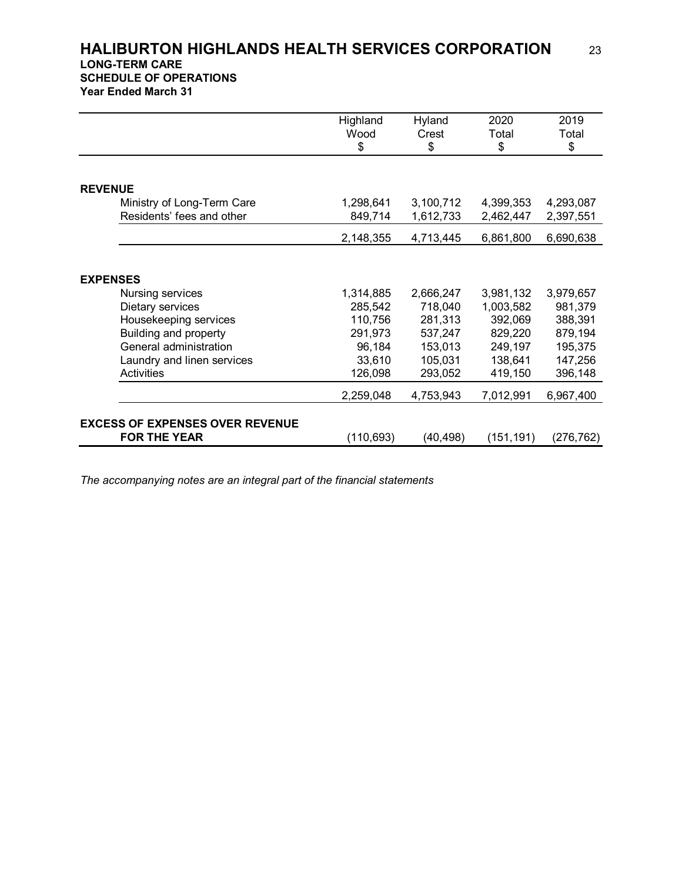# HALIBURTON HIGHLANDS HEALTH SERVICES CORPORATION

**LONG-TERM CARE**
**SCHEDULE OF OPERATIONS**
**Year Ended March 31**

| | Highland Wood $ | Hyland Crest $ | 2020 Total $ | 2019 Total $ |
|---|---|---|---|---|
| **REVENUE** | | | | |
| Ministry of Long-Term Care | 1,298,641 | 3,100,712 | 4,399,353 | 4,293,087 |
| Residents' fees and other | 849,714 | 1,612,733 | 2,462,447 | 2,397,551 |
| | 2,148,355 | 4,713,445 | 6,861,800 | 6,690,638 |
| **EXPENSES** | | | | |
| Nursing services | 1,314,885 | 2,666,247 | 3,981,132 | 3,979,657 |
| Dietary services | 285,542 | 718,040 | 1,003,582 | 981,379 |
| Housekeeping services | 110,756 | 281,313 | 392,069 | 388,391 |
| Building and property | 291,973 | 537,247 | 829,220 | 879,194 |
| General administration | 96,184 | 153,013 | 249,197 | 195,375 |
| Laundry and linen services | 33,610 | 105,031 | 138,641 | 147,256 |
| Activities | 126,098 | 293,052 | 419,150 | 396,148 |
| | 2,259,048 | 4,753,943 | 7,012,991 | 6,967,400 |
| **EXCESS OF EXPENSES OVER REVENUE FOR THE YEAR** | (110,693) | (40,498) | (151,191) | (276,762) |

*The accompanying notes are an integral part of the financial statements*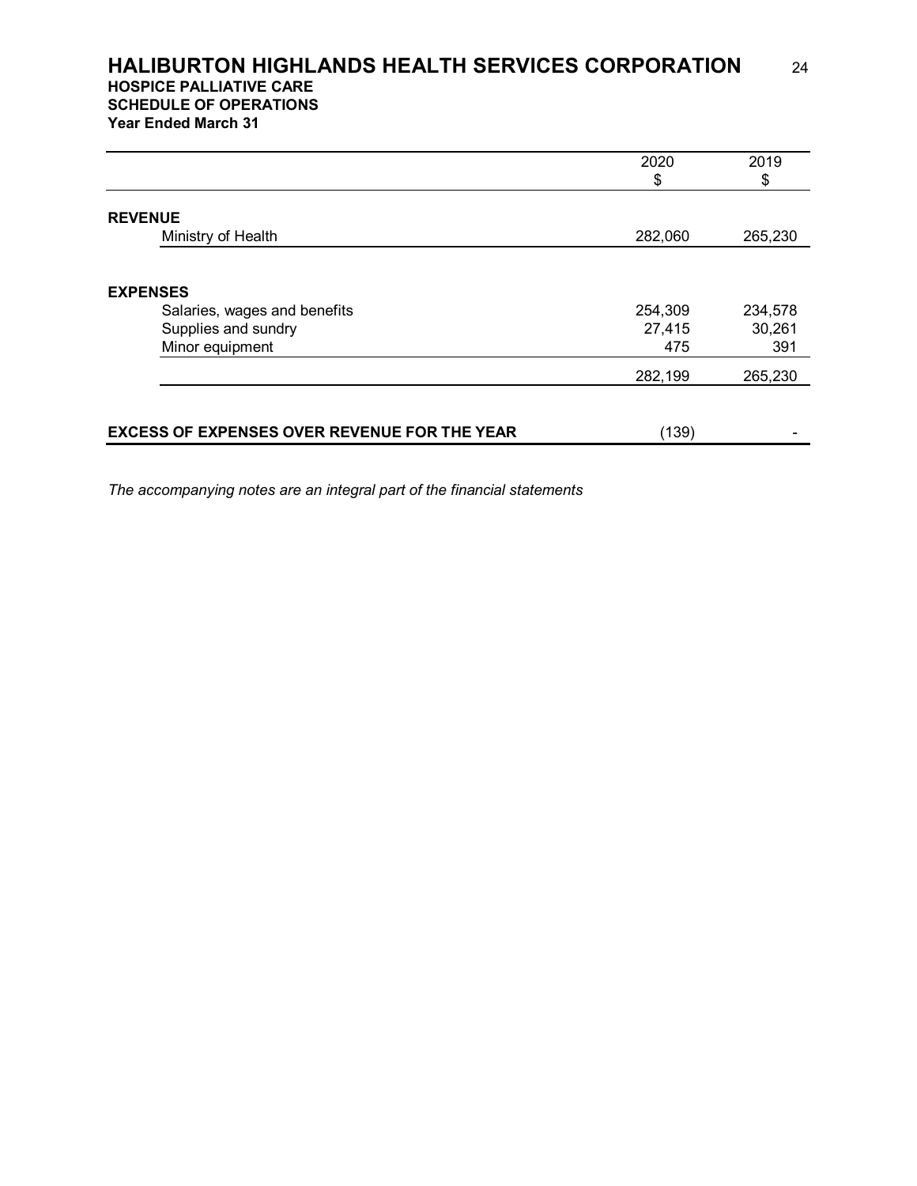# HALIBURTON HIGHLANDS HEALTH SERVICES CORPORATION

**HOSPICE PALLIATIVE CARE**
**SCHEDULE OF OPERATIONS**
**Year Ended March 31**

| | 2020<br>$ | 2019<br>$ |
|---|---|---|
| **REVENUE** | | |
| Ministry of Health | 282,060 | 265,230 |
| **EXPENSES** | | |
| Salaries, wages and benefits | 254,309 | 234,578 |
| Supplies and sundry | 27,415 | 30,261 |
| Minor equipment | 475 | 391 |
| | 282,199 | 265,230 |
| **EXCESS OF EXPENSES OVER REVENUE FOR THE YEAR** | (139) | - |

*The accompanying notes are an integral part of the financial statements*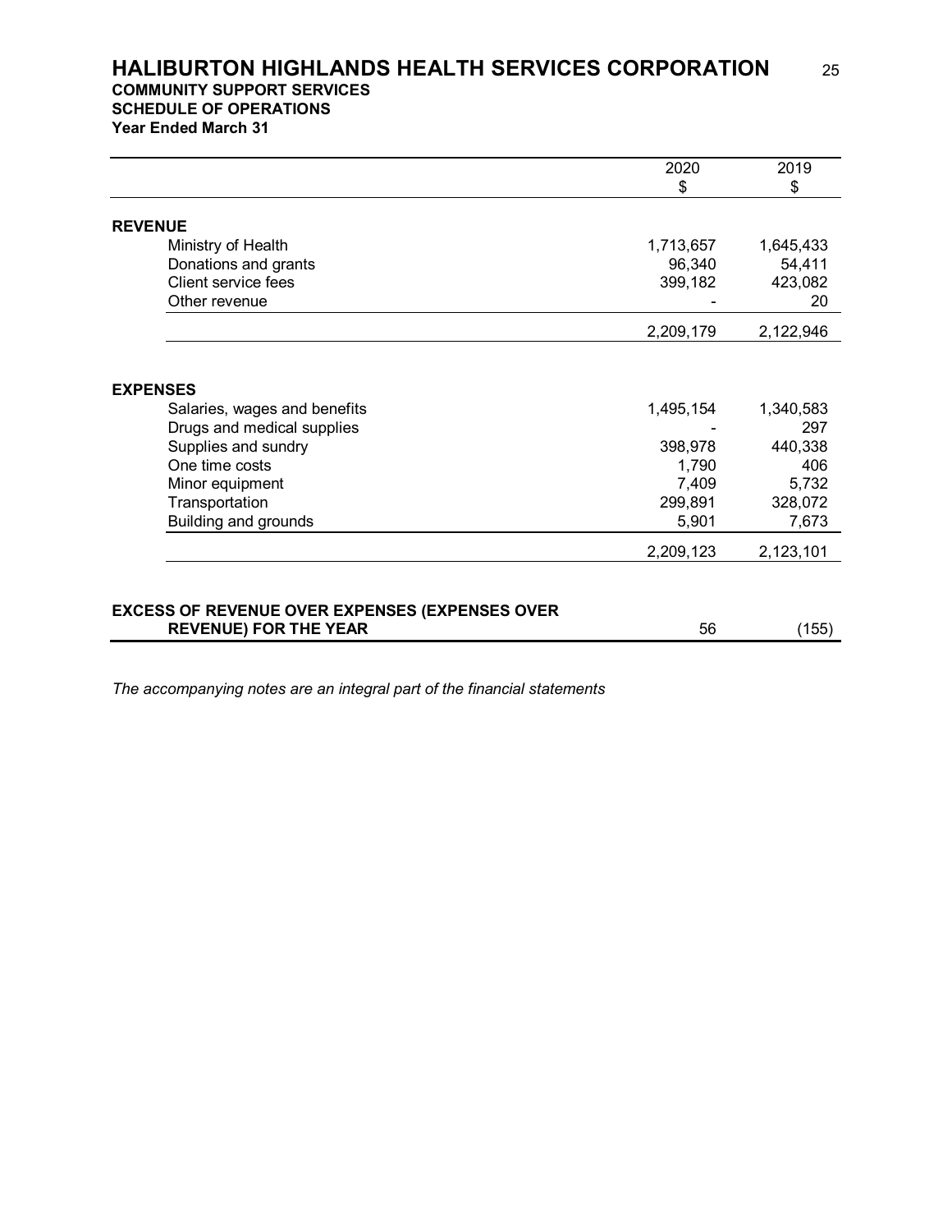# HALIBURTON HIGHLANDS HEALTH SERVICES CORPORATION

## COMMUNITY SUPPORT SERVICES

## SCHEDULE OF OPERATIONS

**Year Ended March 31**

| | 2020<br>$ | 2019<br>$ |
|---|---|---|
| **REVENUE** | | |
| Ministry of Health | 1,713,657 | 1,645,433 |
| Donations and grants | 96,340 | 54,411 |
| Client service fees | 399,182 | 423,082 |
| Other revenue | - | 20 |
| | 2,209,179 | 2,122,946 |
| **EXPENSES** | | |
| Salaries, wages and benefits | 1,495,154 | 1,340,583 |
| Drugs and medical supplies | - | 297 |
| Supplies and sundry | 398,978 | 440,338 |
| One time costs | 1,790 | 406 |
| Minor equipment | 7,409 | 5,732 |
| Transportation | 299,891 | 328,072 |
| Building and grounds | 5,901 | 7,673 |
| | 2,209,123 | 2,123,101 |
| **EXCESS OF REVENUE OVER EXPENSES (EXPENSES OVER REVENUE) FOR THE YEAR** | 56 | (155) |

*The accompanying notes are an integral part of the financial statements*